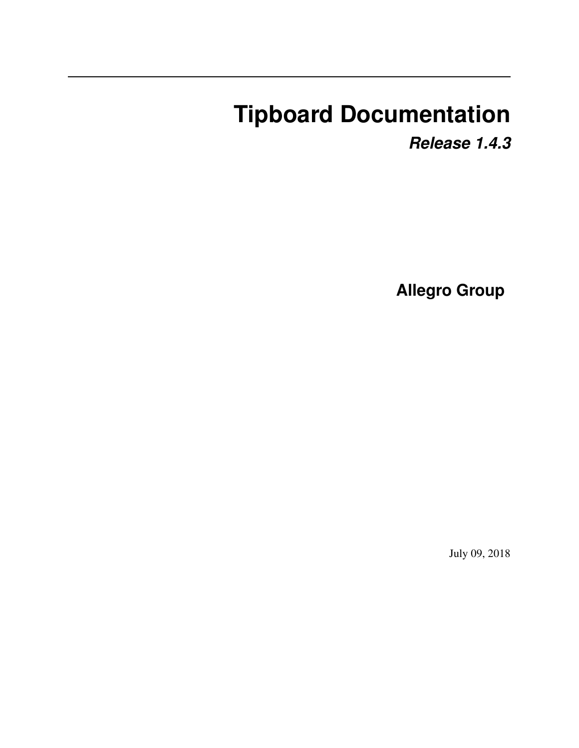# Tipboard Documentation

***Release 1.4.3***

**Allegro Group**

July 09, 2018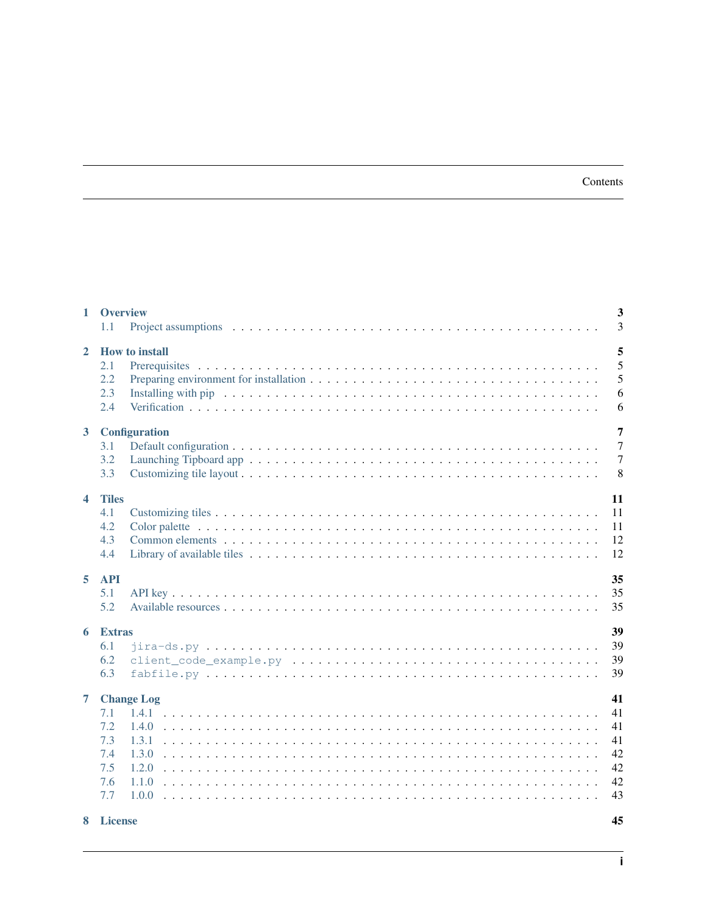# Contents

- **1 Overview** — 3
  - 1.1 Project assumptions — 3
- **2 How to install** — 5
  - 2.1 Prerequisites — 5
  - 2.2 Preparing environment for installation — 5
  - 2.3 Installing with pip — 6
  - 2.4 Verification — 6
- **3 Configuration** — 7
  - 3.1 Default configuration — 7
  - 3.2 Launching Tipboard app — 7
  - 3.3 Customizing tile layout — 8
- **4 Tiles** — 11
  - 4.1 Customizing tiles — 11
  - 4.2 Color palette — 11
  - 4.3 Common elements — 12
  - 4.4 Library of available tiles — 12
- **5 API** — 35
  - 5.1 API key — 35
  - 5.2 Available resources — 35
- **6 Extras** — 39
  - 6.1 `jira-ds.py` — 39
  - 6.2 `client_code_example.py` — 39
  - 6.3 `fabfile.py` — 39
- **7 Change Log** — 41
  - 7.1 1.4.1 — 41
  - 7.2 1.4.0 — 41
  - 7.3 1.3.1 — 41
  - 7.4 1.3.0 — 42
  - 7.5 1.2.0 — 42
  - 7.6 1.1.0 — 42
  - 7.7 1.0.0 — 43
- **8 License** — 45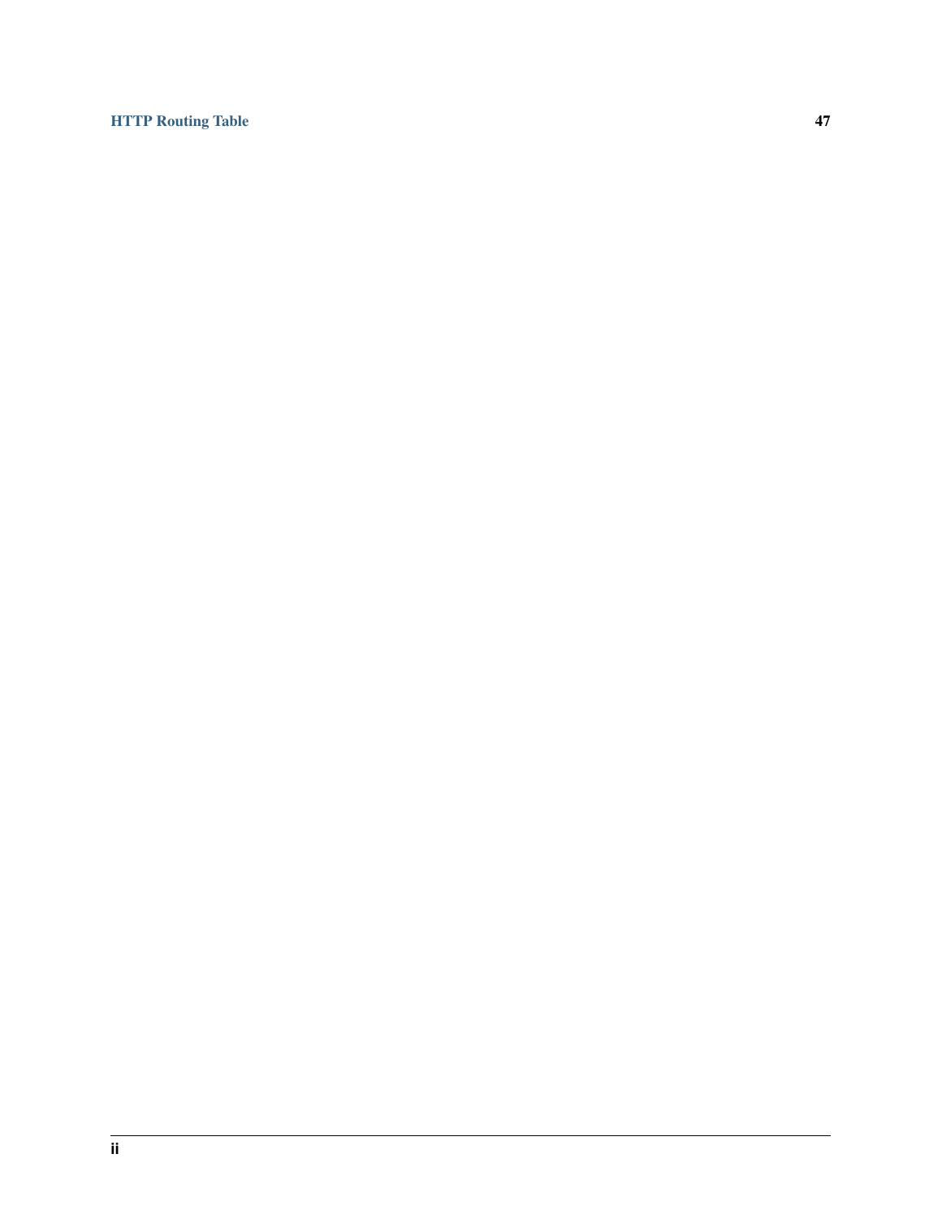HTTP Routing Table 47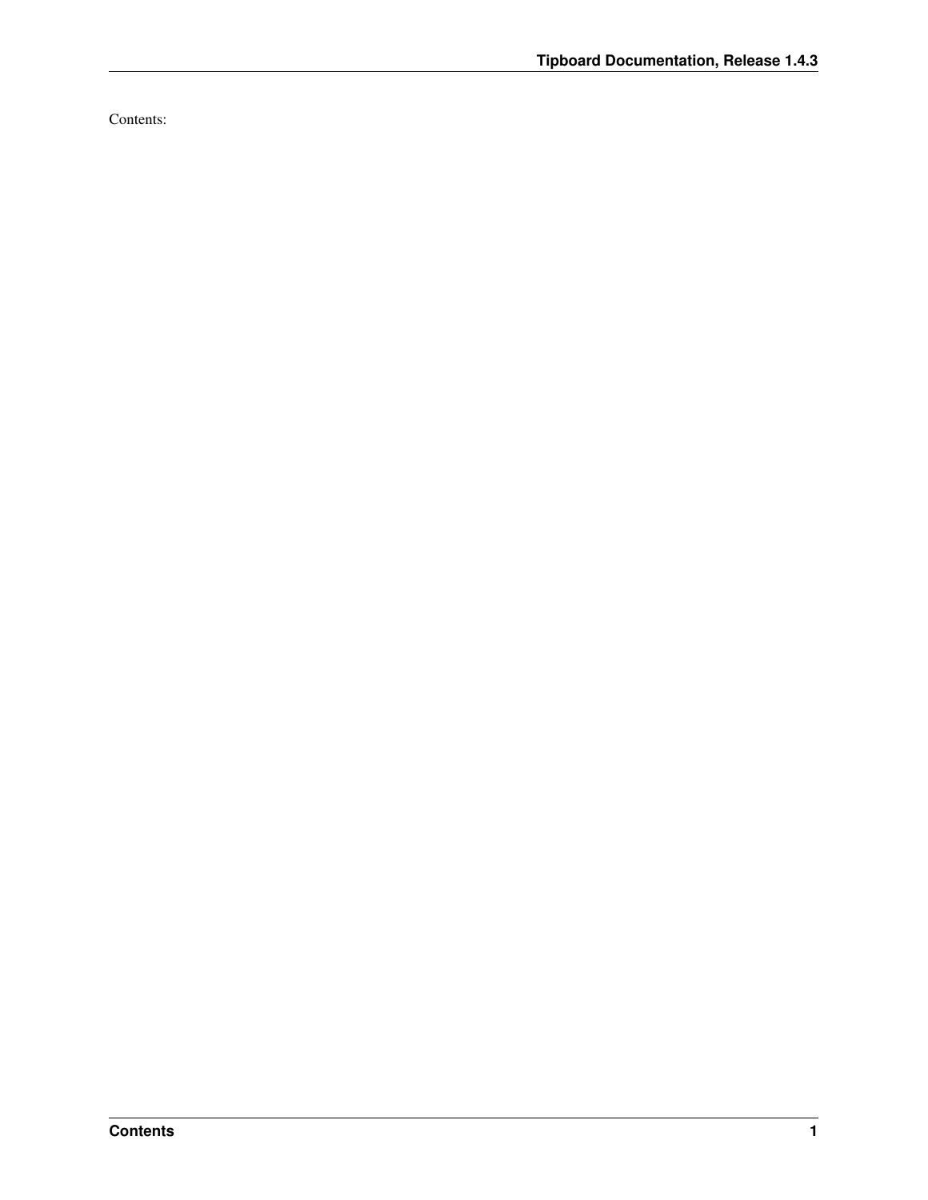Contents: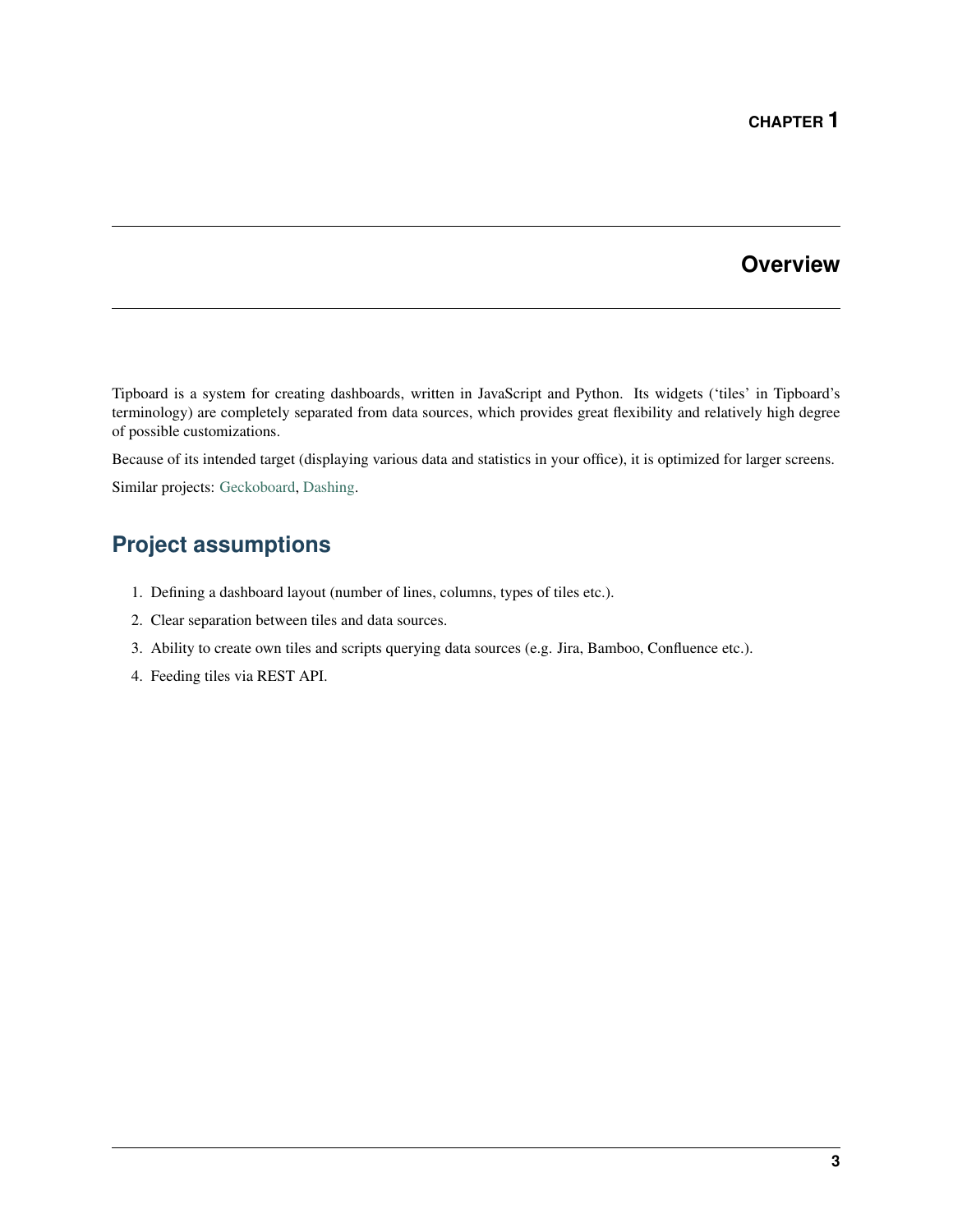# CHAPTER 1

# Overview

Tipboard is a system for creating dashboards, written in JavaScript and Python. Its widgets ('tiles' in Tipboard's terminology) are completely separated from data sources, which provides great flexibility and relatively high degree of possible customizations.

Because of its intended target (displaying various data and statistics in your office), it is optimized for larger screens.

Similar projects: Geckoboard, Dashing.

## Project assumptions

1. Defining a dashboard layout (number of lines, columns, types of tiles etc.).
2. Clear separation between tiles and data sources.
3. Ability to create own tiles and scripts querying data sources (e.g. Jira, Bamboo, Confluence etc.).
4. Feeding tiles via REST API.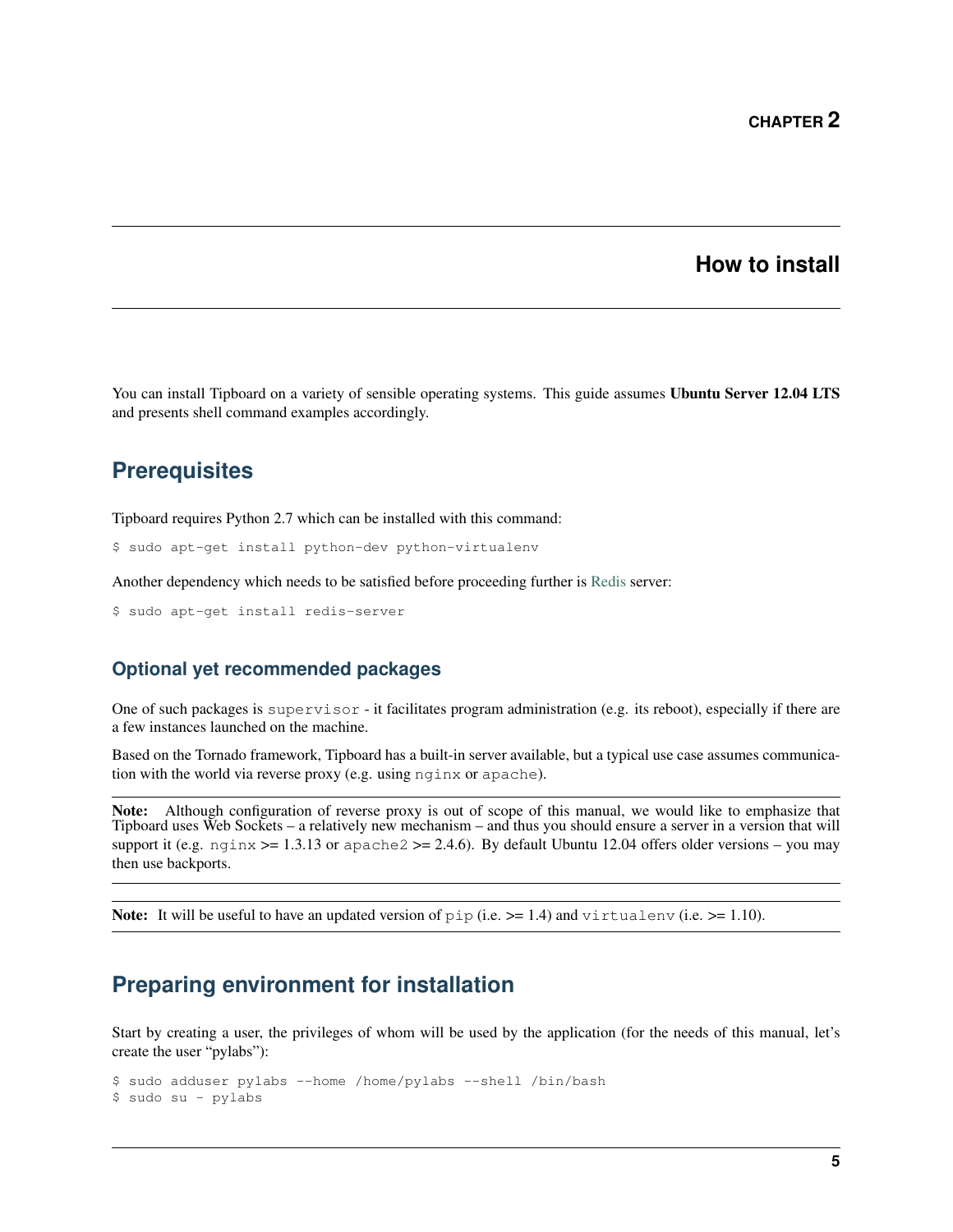# CHAPTER 2

# How to install

You can install Tipboard on a variety of sensible operating systems. This guide assumes **Ubuntu Server 12.04 LTS** and presents shell command examples accordingly.

## Prerequisites

Tipboard requires Python 2.7 which can be installed with this command:

```
$ sudo apt-get install python-dev python-virtualenv
```

Another dependency which needs to be satisfied before proceeding further is Redis server:

```
$ sudo apt-get install redis-server
```

### Optional yet recommended packages

One of such packages is `supervisor` - it facilitates program administration (e.g. its reboot), especially if there are a few instances launched on the machine.

Based on the Tornado framework, Tipboard has a built-in server available, but a typical use case assumes communication with the world via reverse proxy (e.g. using `nginx` or `apache`).

**Note:** Although configuration of reverse proxy is out of scope of this manual, we would like to emphasize that Tipboard uses Web Sockets – a relatively new mechanism – and thus you should ensure a server in a version that will support it (e.g. `nginx` >= 1.3.13 or `apache2` >= 2.4.6). By default Ubuntu 12.04 offers older versions – you may then use backports.

**Note:** It will be useful to have an updated version of `pip` (i.e. >= 1.4) and `virtualenv` (i.e. >= 1.10).

## Preparing environment for installation

Start by creating a user, the privileges of whom will be used by the application (for the needs of this manual, let's create the user "pylabs"):

```
$ sudo adduser pylabs --home /home/pylabs --shell /bin/bash
$ sudo su - pylabs
```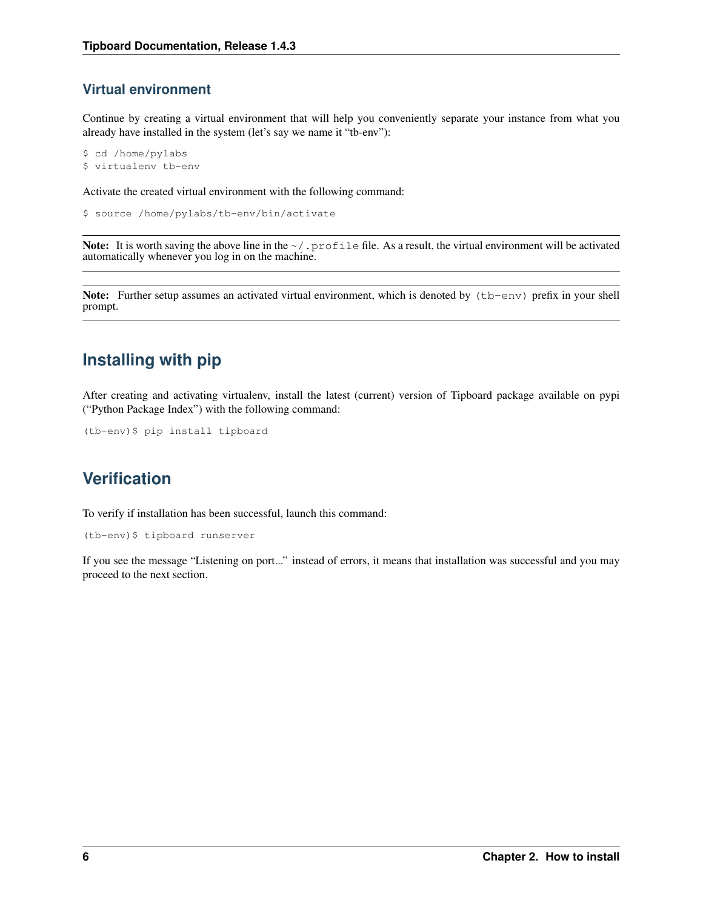### Virtual environment

Continue by creating a virtual environment that will help you conveniently separate your instance from what you already have installed in the system (let's say we name it "tb-env"):

```
$ cd /home/pylabs
$ virtualenv tb-env
```

Activate the created virtual environment with the following command:

```
$ source /home/pylabs/tb-env/bin/activate
```

**Note:** It is worth saving the above line in the `~/.profile` file. As a result, the virtual environment will be activated automatically whenever you log in on the machine.

**Note:** Further setup assumes an activated virtual environment, which is denoted by `(tb-env)` prefix in your shell prompt.

## Installing with pip

After creating and activating virtualenv, install the latest (current) version of Tipboard package available on pypi ("Python Package Index") with the following command:

```
(tb-env)$ pip install tipboard
```

## Verification

To verify if installation has been successful, launch this command:

```
(tb-env)$ tipboard runserver
```

If you see the message "Listening on port..." instead of errors, it means that installation was successful and you may proceed to the next section.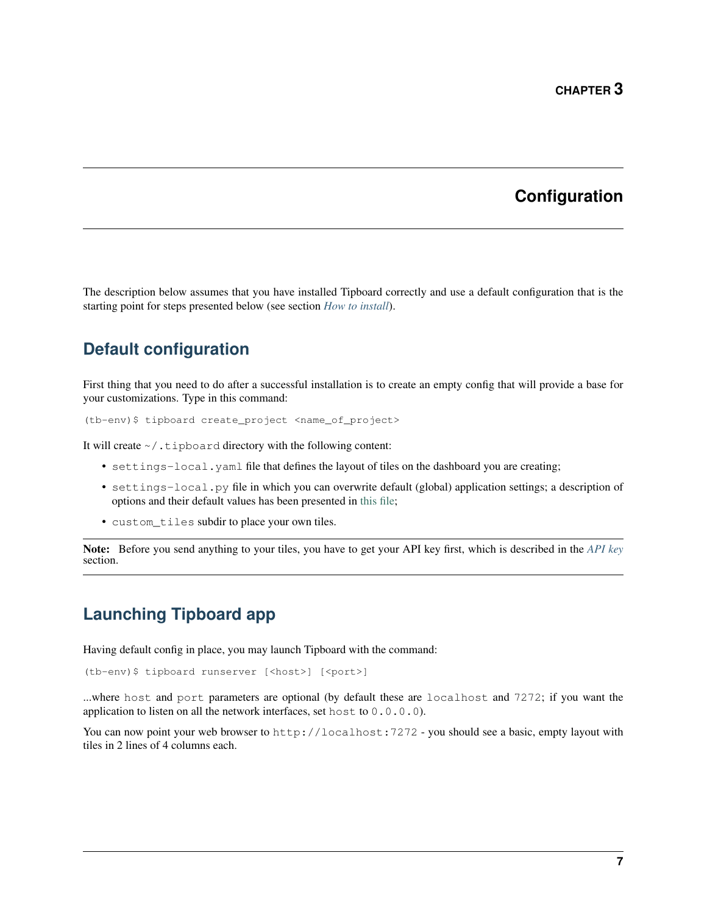# CHAPTER 3

# Configuration

The description below assumes that you have installed Tipboard correctly and use a default configuration that is the starting point for steps presented below (see section *How to install*).

## Default configuration

First thing that you need to do after a successful installation is to create an empty config that will provide a base for your customizations. Type in this command:

```
(tb-env)$ tipboard create_project <name_of_project>
```

It will create `~/.tipboard` directory with the following content:

- `settings-local.yaml` file that defines the layout of tiles on the dashboard you are creating;
- `settings-local.py` file in which you can overwrite default (global) application settings; a description of options and their default values has been presented in this file;
- `custom_tiles` subdir to place your own tiles.

**Note:** Before you send anything to your tiles, you have to get your API key first, which is described in the *API key* section.

## Launching Tipboard app

Having default config in place, you may launch Tipboard with the command:

```
(tb-env)$ tipboard runserver [<host>] [<port>]
```

...where `host` and `port` parameters are optional (by default these are `localhost` and `7272`; if you want the application to listen on all the network interfaces, set `host` to `0.0.0.0`).

You can now point your web browser to `http://localhost:7272` - you should see a basic, empty layout with tiles in 2 lines of 4 columns each.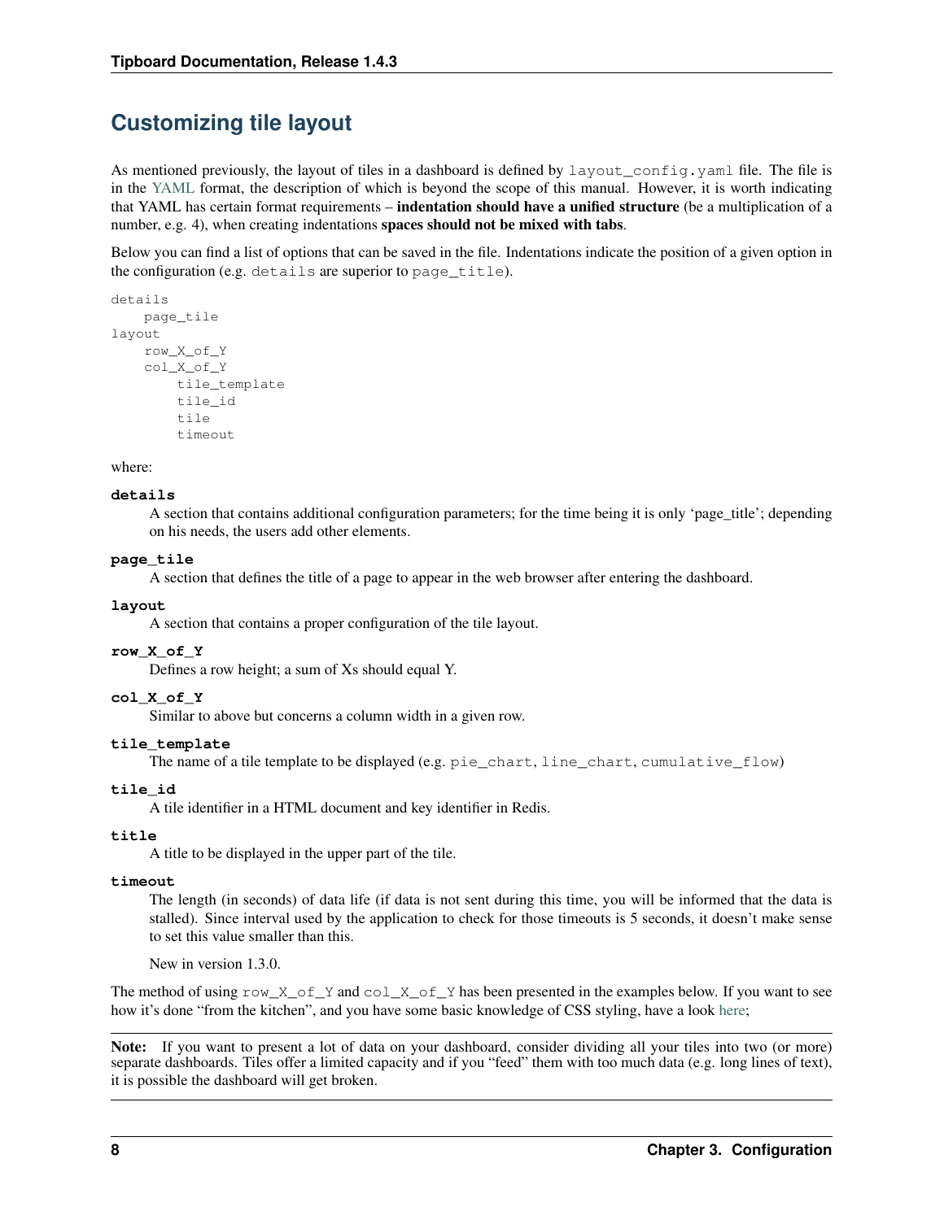## Customizing tile layout

As mentioned previously, the layout of tiles in a dashboard is defined by `layout_config.yaml` file. The file is in the YAML format, the description of which is beyond the scope of this manual. However, it is worth indicating that YAML has certain format requirements – **indentation should have a unified structure** (be a multiplication of a number, e.g. 4), when creating indentations **spaces should not be mixed with tabs**.

Below you can find a list of options that can be saved in the file. Indentations indicate the position of a given option in the configuration (e.g. `details` are superior to `page_title`).

```
details
    page_tile
layout
    row_X_of_Y
    col_X_of_Y
        tile_template
        tile_id
        tile
        timeout
```

where:

**details**
: A section that contains additional configuration parameters; for the time being it is only 'page_title'; depending on his needs, the users add other elements.

**page_tile**
: A section that defines the title of a page to appear in the web browser after entering the dashboard.

**layout**
: A section that contains a proper configuration of the tile layout.

**row_X_of_Y**
: Defines a row height; a sum of Xs should equal Y.

**col_X_of_Y**
: Similar to above but concerns a column width in a given row.

**tile_template**
: The name of a tile template to be displayed (e.g. `pie_chart`, `line_chart`, `cumulative_flow`)

**tile_id**
: A tile identifier in a HTML document and key identifier in Redis.

**title**
: A title to be displayed in the upper part of the tile.

**timeout**
: The length (in seconds) of data life (if data is not sent during this time, you will be informed that the data is stalled). Since interval used by the application to check for those timeouts is 5 seconds, it doesn't make sense to set this value smaller than this.

  New in version 1.3.0.

The method of using `row_X_of_Y` and `col_X_of_Y` has been presented in the examples below. If you want to see how it's done "from the kitchen", and you have some basic knowledge of CSS styling, have a look here;

**Note:** If you want to present a lot of data on your dashboard, consider dividing all your tiles into two (or more) separate dashboards. Tiles offer a limited capacity and if you "feed" them with too much data (e.g. long lines of text), it is possible the dashboard will get broken.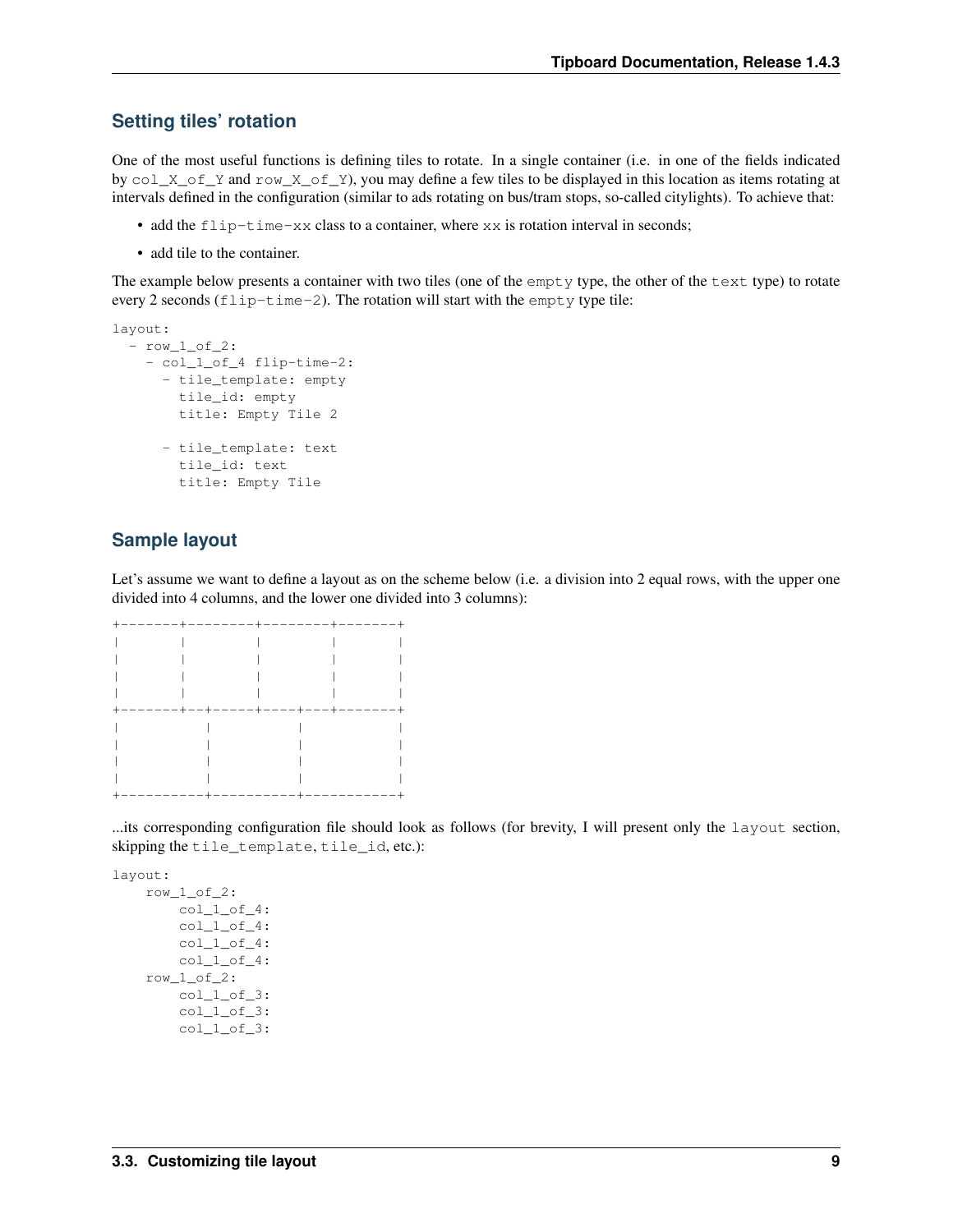## Setting tiles' rotation

One of the most useful functions is defining tiles to rotate. In a single container (i.e. in one of the fields indicated by `col_X_of_Y` and `row_X_of_Y`), you may define a few tiles to be displayed in this location as items rotating at intervals defined in the configuration (similar to ads rotating on bus/tram stops, so-called citylights). To achieve that:

- add the `flip-time-xx` class to a container, where `xx` is rotation interval in seconds;
- add tile to the container.

The example below presents a container with two tiles (one of the `empty` type, the other of the `text` type) to rotate every 2 seconds (`flip-time-2`). The rotation will start with the `empty` type tile:

```
layout:
  - row_1_of_2:
    - col_1_of_4 flip-time-2:
      - tile_template: empty
        tile_id: empty
        title: Empty Tile 2

      - tile_template: text
        tile_id: text
        title: Empty Tile
```

## Sample layout

Let's assume we want to define a layout as on the scheme below (i.e. a division into 2 equal rows, with the upper one divided into 4 columns, and the lower one divided into 3 columns):

```
+--------+--------+--------+-------+
|        |        |        |       |
|        |        |        |       |
|        |        |        |       |
|        |        |        |       |
+--------+--+-----+----+---+-------+
|           |           |          |
|           |           |          |
|           |           |          |
|           |           |          |
+-----------+-----------+-----------+
```

...its corresponding configuration file should look as follows (for brevity, I will present only the `layout` section, skipping the `tile_template`, `tile_id`, etc.):

```
layout:
    row_1_of_2:
        col_1_of_4:
        col_1_of_4:
        col_1_of_4:
        col_1_of_4:
    row_1_of_2:
        col_1_of_3:
        col_1_of_3:
        col_1_of_3:
```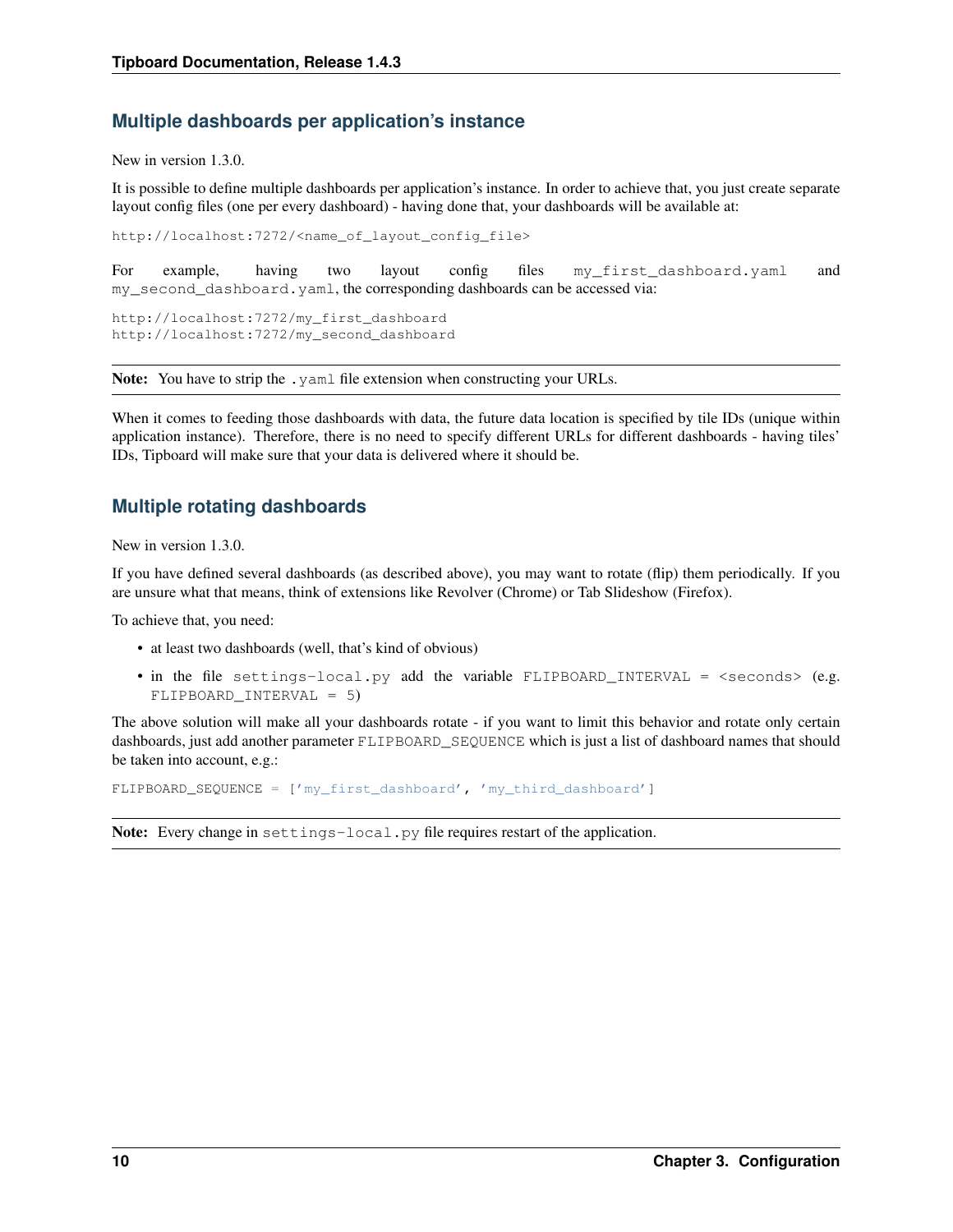## Multiple dashboards per application's instance

New in version 1.3.0.

It is possible to define multiple dashboards per application's instance. In order to achieve that, you just create separate layout config files (one per every dashboard) - having done that, your dashboards will be available at:

```
http://localhost:7272/<name_of_layout_config_file>
```

For example, having two layout config files `my_first_dashboard.yaml` and `my_second_dashboard.yaml`, the corresponding dashboards can be accessed via:

```
http://localhost:7272/my_first_dashboard
http://localhost:7272/my_second_dashboard
```

**Note:** You have to strip the `.yaml` file extension when constructing your URLs.

When it comes to feeding those dashboards with data, the future data location is specified by tile IDs (unique within application instance). Therefore, there is no need to specify different URLs for different dashboards - having tiles' IDs, Tipboard will make sure that your data is delivered where it should be.

## Multiple rotating dashboards

New in version 1.3.0.

If you have defined several dashboards (as described above), you may want to rotate (flip) them periodically. If you are unsure what that means, think of extensions like Revolver (Chrome) or Tab Slideshow (Firefox).

To achieve that, you need:

- at least two dashboards (well, that's kind of obvious)
- in the file `settings-local.py` add the variable `FLIPBOARD_INTERVAL = <seconds>` (e.g. `FLIPBOARD_INTERVAL = 5`)

The above solution will make all your dashboards rotate - if you want to limit this behavior and rotate only certain dashboards, just add another parameter `FLIPBOARD_SEQUENCE` which is just a list of dashboard names that should be taken into account, e.g.:

```
FLIPBOARD_SEQUENCE = ['my_first_dashboard', 'my_third_dashboard']
```

**Note:** Every change in `settings-local.py` file requires restart of the application.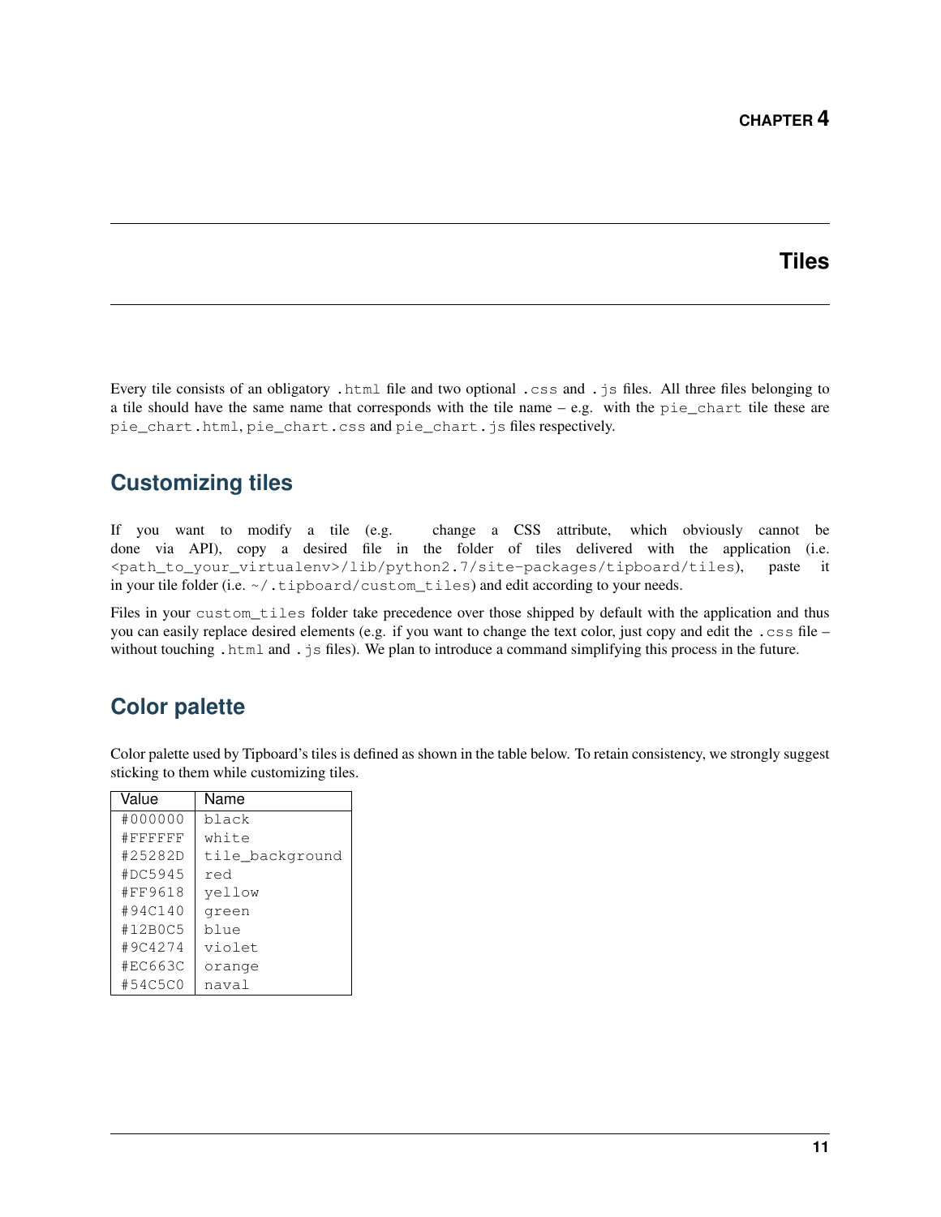# CHAPTER 4

# Tiles

Every tile consists of an obligatory `.html` file and two optional `.css` and `.js` files. All three files belonging to a tile should have the same name that corresponds with the tile name – e.g. with the `pie_chart` tile these are `pie_chart.html`, `pie_chart.css` and `pie_chart.js` files respectively.

## Customizing tiles

If you want to modify a tile (e.g. change a CSS attribute, which obviously cannot be done via API), copy a desired file in the folder of tiles delivered with the application (i.e. `<path_to_your_virtualenv>/lib/python2.7/site-packages/tipboard/tiles`), paste it in your tile folder (i.e. `~/.tipboard/custom_tiles`) and edit according to your needs.

Files in your `custom_tiles` folder take precedence over those shipped by default with the application and thus you can easily replace desired elements (e.g. if you want to change the text color, just copy and edit the `.css` file – without touching `.html` and `.js` files). We plan to introduce a command simplifying this process in the future.

## Color palette

Color palette used by Tipboard's tiles is defined as shown in the table below. To retain consistency, we strongly suggest sticking to them while customizing tiles.

| Value | Name |
|---|---|
| `#000000` | `black` |
| `#FFFFFF` | `white` |
| `#25282D` | `tile_background` |
| `#DC5945` | `red` |
| `#FF9618` | `yellow` |
| `#94C140` | `green` |
| `#12B0C5` | `blue` |
| `#9C4274` | `violet` |
| `#EC663C` | `orange` |
| `#54C5C0` | `naval` |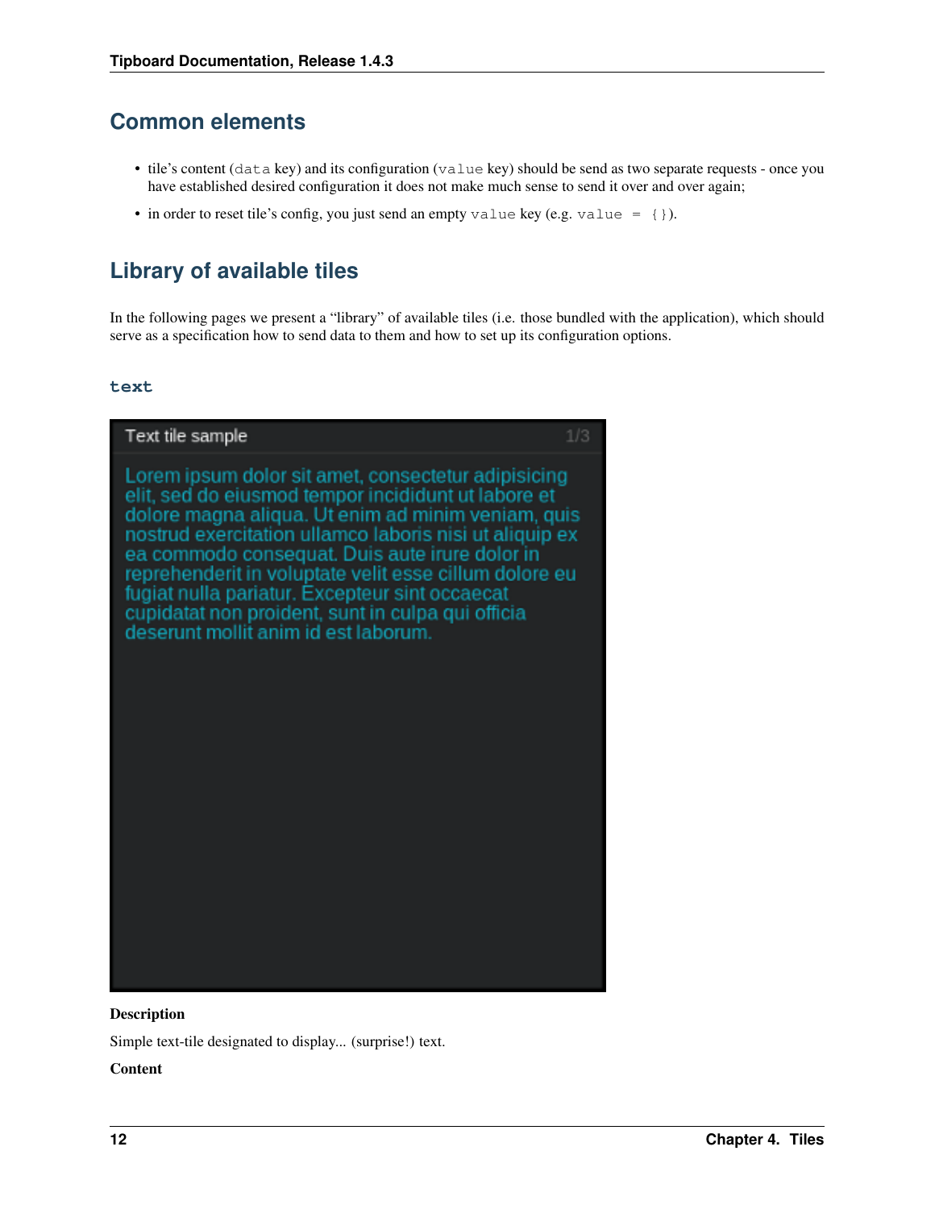## Common elements

- tile's content (`data` key) and its configuration (`value` key) should be send as two separate requests - once you have established desired configuration it does not make much sense to send it over and over again;
- in order to reset tile's config, you just send an empty `value` key (e.g. `value = {}`).

## Library of available tiles

In the following pages we present a "library" of available tiles (i.e. those bundled with the application), which should serve as a specification how to send data to them and how to set up its configuration options.

### `text`

**Description**

Simple text-tile designated to display... (surprise!) text.

**Content**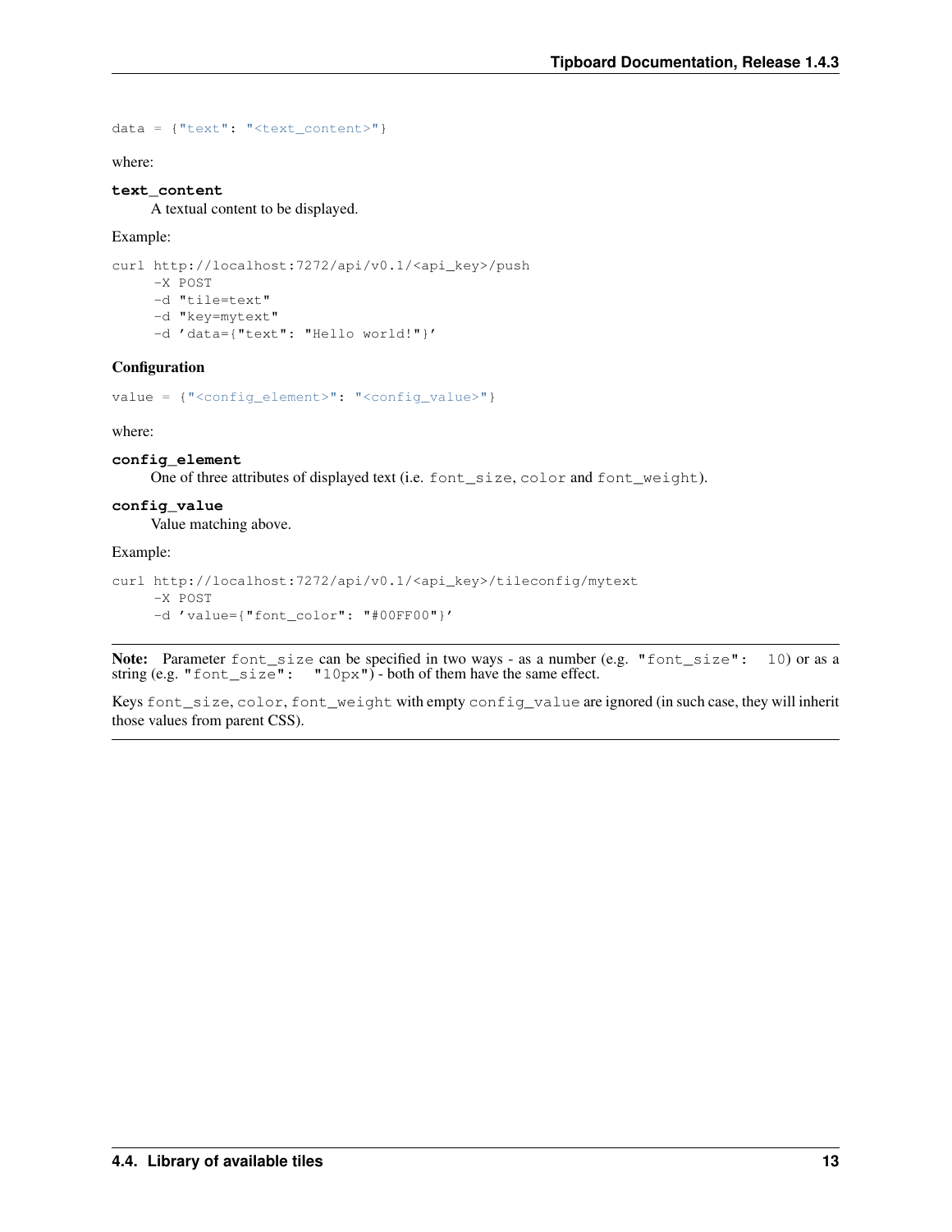```
data = {"text": "<text_content>"}
```

where:

**text_content**
A textual content to be displayed.

Example:

```
curl http://localhost:7272/api/v0.1/<api_key>/push
     -X POST
     -d "tile=text"
     -d "key=mytext"
     -d 'data={"text": "Hello world!"}'
```

### Configuration

```
value = {"<config_element>": "<config_value>"}
```

where:

**config_element**
One of three attributes of displayed text (i.e. `font_size`, `color` and `font_weight`).

**config_value**
Value matching above.

Example:

```
curl http://localhost:7272/api/v0.1/<api_key>/tileconfig/mytext
     -X POST
     -d 'value={"font_color": "#00FF00"}'
```

**Note:** Parameter `font_size` can be specified in two ways - as a number (e.g. `"font_size": 10`) or as a string (e.g. `"font_size": "10px"`) - both of them have the same effect.

Keys `font_size`, `color`, `font_weight` with empty `config_value` are ignored (in such case, they will inherit those values from parent CSS).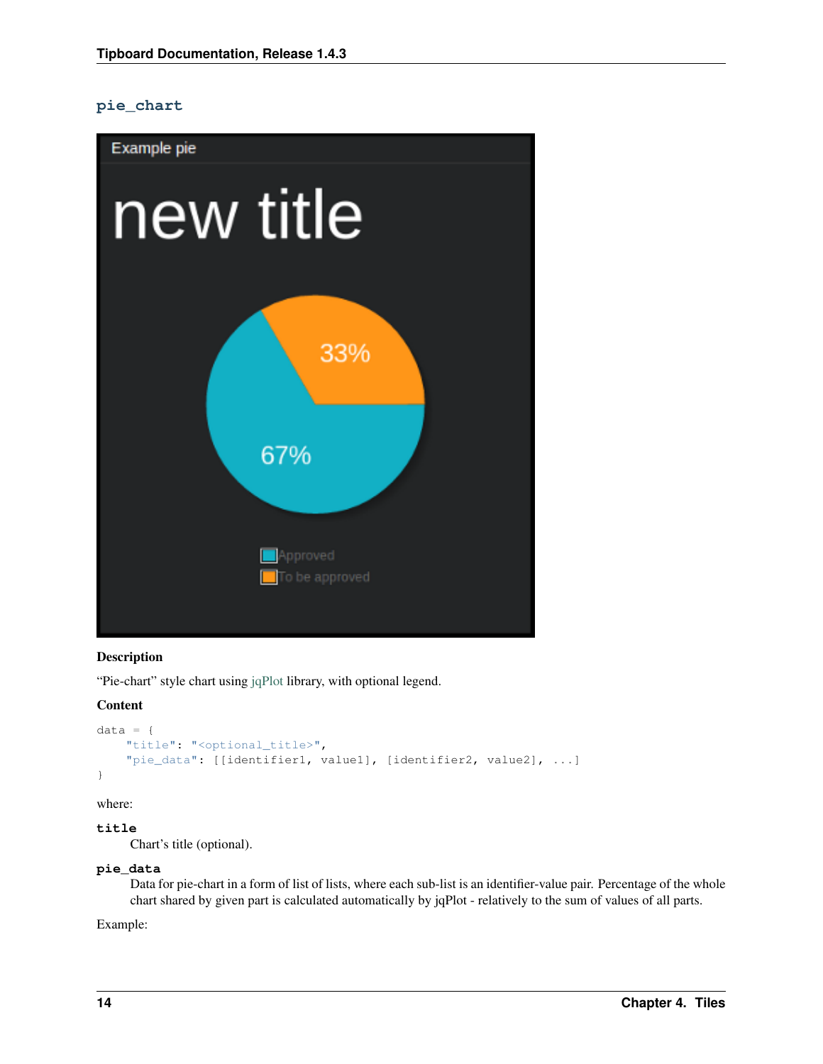### pie_chart

**Description**

"Pie-chart" style chart using jqPlot library, with optional legend.

**Content**

```
data = {
    "title": "<optional_title>",
    "pie_data": [[identifier1, value1], [identifier2, value2], ...]
}
```

where:

**title**
Chart's title (optional).

**pie_data**
Data for pie-chart in a form of list of lists, where each sub-list is an identifier-value pair. Percentage of the whole chart shared by given part is calculated automatically by jqPlot - relatively to the sum of values of all parts.

Example: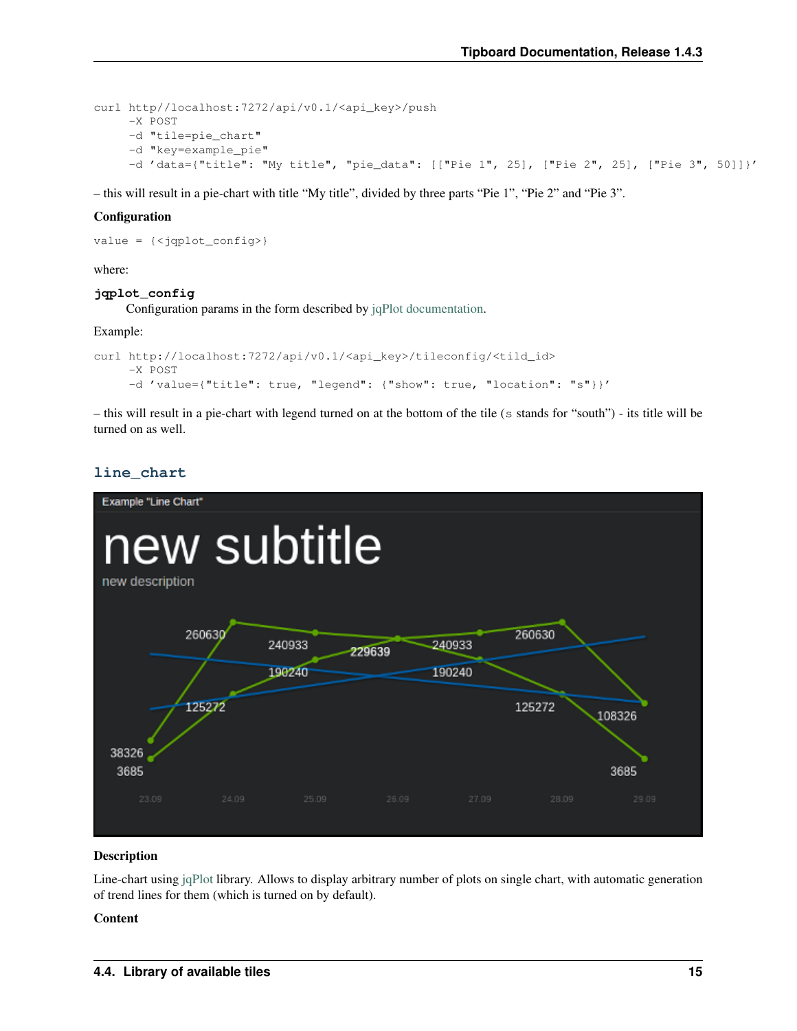```
curl http//localhost:7272/api/v0.1/<api_key>/push
     -X POST
     -d "tile=pie_chart"
     -d "key=example_pie"
     -d 'data={"title": "My title", "pie_data": [["Pie 1", 25], ["Pie 2", 25], ["Pie 3", 50]]}'
```

– this will result in a pie-chart with title "My title", divided by three parts "Pie 1", "Pie 2" and "Pie 3".

**Configuration**

```
value = {<jqplot_config>}
```

where:

**jqplot_config**
Configuration params in the form described by jqPlot documentation.

Example:

```
curl http://localhost:7272/api/v0.1/<api_key>/tileconfig/<tild_id>
     -X POST
     -d 'value={"title": true, "legend": {"show": true, "location": "s"}}'
```

– this will result in a pie-chart with legend turned on at the bottom of the tile (s stands for "south") - its title will be turned on as well.

## line_chart

**Description**

Line-chart using jqPlot library. Allows to display arbitrary number of plots on single chart, with automatic generation of trend lines for them (which is turned on by default).

**Content**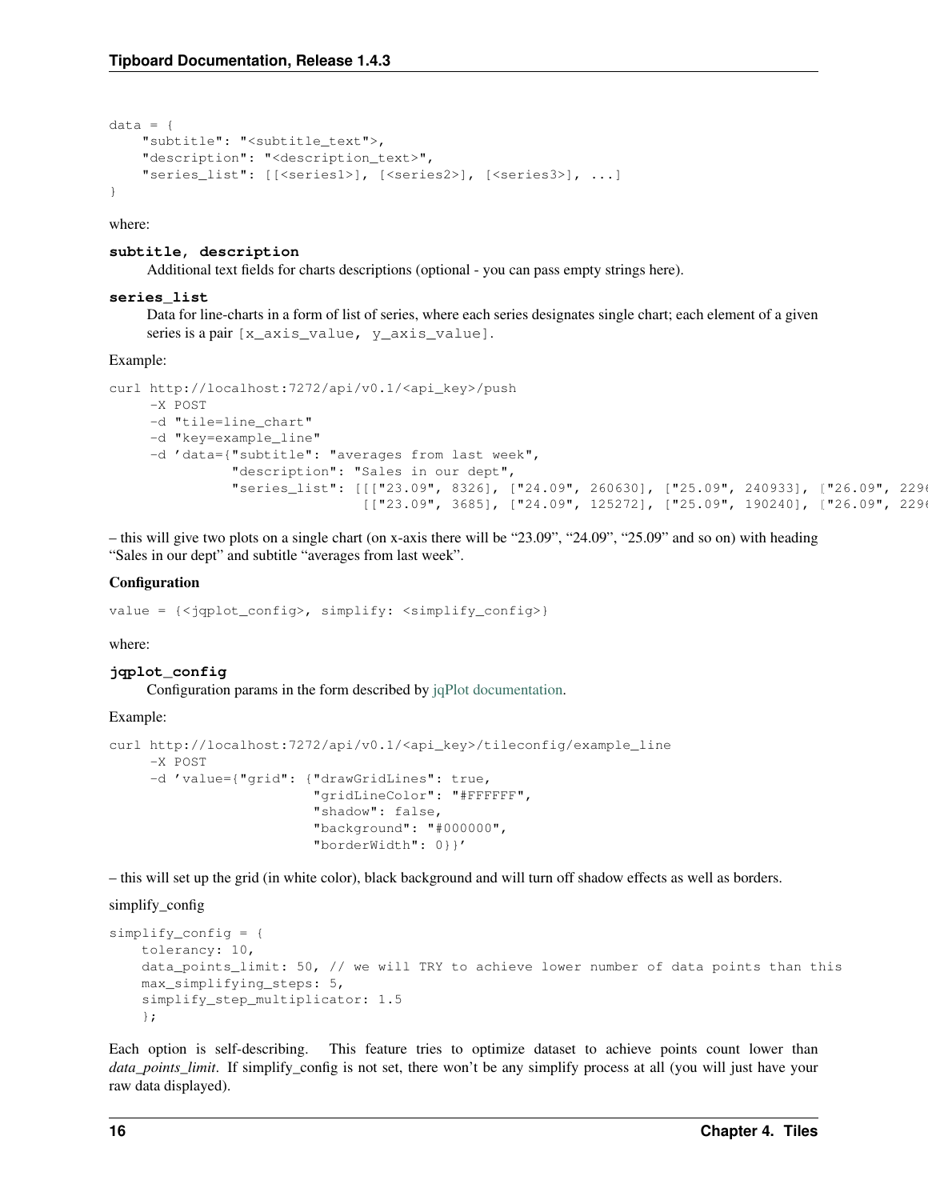```
data = {
    "subtitle": "<subtitle_text">,
    "description": "<description_text>",
    "series_list": [[<series1>], [<series2>], [<series3>], ...]
}
```

where:

**subtitle, description**
Additional text fields for charts descriptions (optional - you can pass empty strings here).

**series_list**
Data for line-charts in a form of list of series, where each series designates single chart; each element of a given series is a pair `[x_axis_value, y_axis_value]`.

Example:

```
curl http://localhost:7272/api/v0.1/<api_key>/push
     -X POST
     -d "tile=line_chart"
     -d "key=example_line"
     -d 'data={"subtitle": "averages from last week",
               "description": "Sales in our dept",
               "series_list": [[["23.09", 8326], ["24.09", 260630], ["25.09", 240933], ["26.09", 229
                               [["23.09", 3685], ["24.09", 125272], ["25.09", 190240], ["26.09", 229
```

– this will give two plots on a single chart (on x-axis there will be “23.09”, “24.09”, “25.09” and so on) with heading “Sales in our dept” and subtitle “averages from last week”.

**Configuration**

```
value = {<jqplot_config>, simplify: <simplify_config>}
```

where:

**jqplot_config**
Configuration params in the form described by jqPlot documentation.

Example:

```
curl http://localhost:7272/api/v0.1/<api_key>/tileconfig/example_line
     -X POST
     -d 'value={"grid": {"drawGridLines": true,
                        "gridLineColor": "#FFFFFF",
                        "shadow": false,
                        "background": "#000000",
                        "borderWidth": 0}}'
```

– this will set up the grid (in white color), black background and will turn off shadow effects as well as borders.

simplify_config

```
simplify_config = {
    tolerancy: 10,
    data_points_limit: 50, // we will TRY to achieve lower number of data points than this
    max_simplifying_steps: 5,
    simplify_step_multiplicator: 1.5
    };
```

Each option is self-describing. This feature tries to optimize dataset to achieve points count lower than *data_points_limit*. If simplify_config is not set, there won’t be any simplify process at all (you will just have your raw data displayed).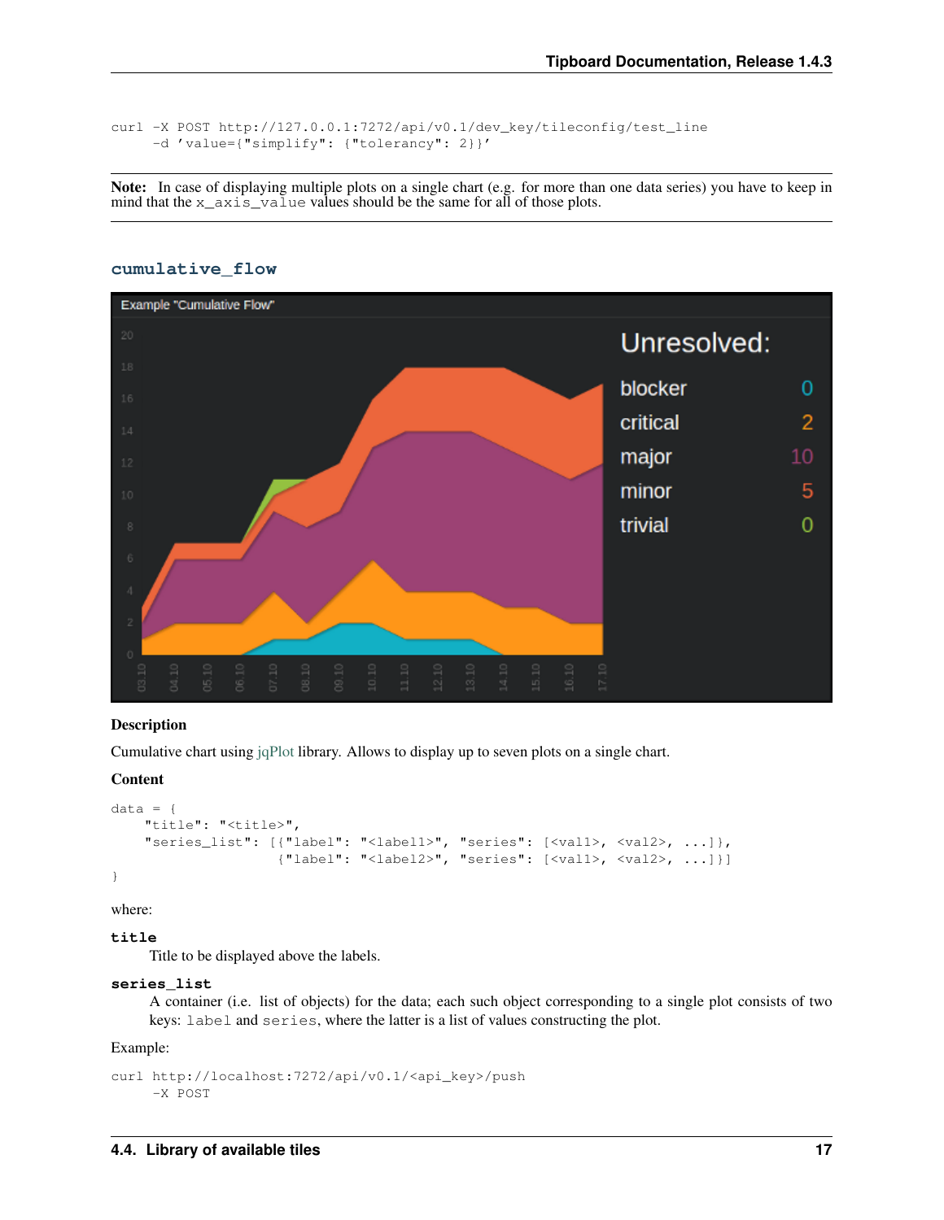```
curl -X POST http://127.0.0.1:7272/api/v0.1/dev_key/tileconfig/test_line
     -d 'value={"simplify": {"tolerancy": 2}}'
```

**Note:** In case of displaying multiple plots on a single chart (e.g. for more than one data series) you have to keep in mind that the `x_axis_value` values should be the same for all of those plots.

### cumulative_flow

**Description**

Cumulative chart using jqPlot library. Allows to display up to seven plots on a single chart.

**Content**

```
data = {
    "title": "<title>",
    "series_list": [{"label": "<label1>", "series": [<val1>, <val2>, ...]},
                    {"label": "<label2>", "series": [<val1>, <val2>, ...]}]
}
```

where:

**title**
: Title to be displayed above the labels.

**series_list**
: A container (i.e. list of objects) for the data; each such object corresponding to a single plot consists of two keys: `label` and `series`, where the latter is a list of values constructing the plot.

Example:

```
curl http://localhost:7272/api/v0.1/<api_key>/push
     -X POST
```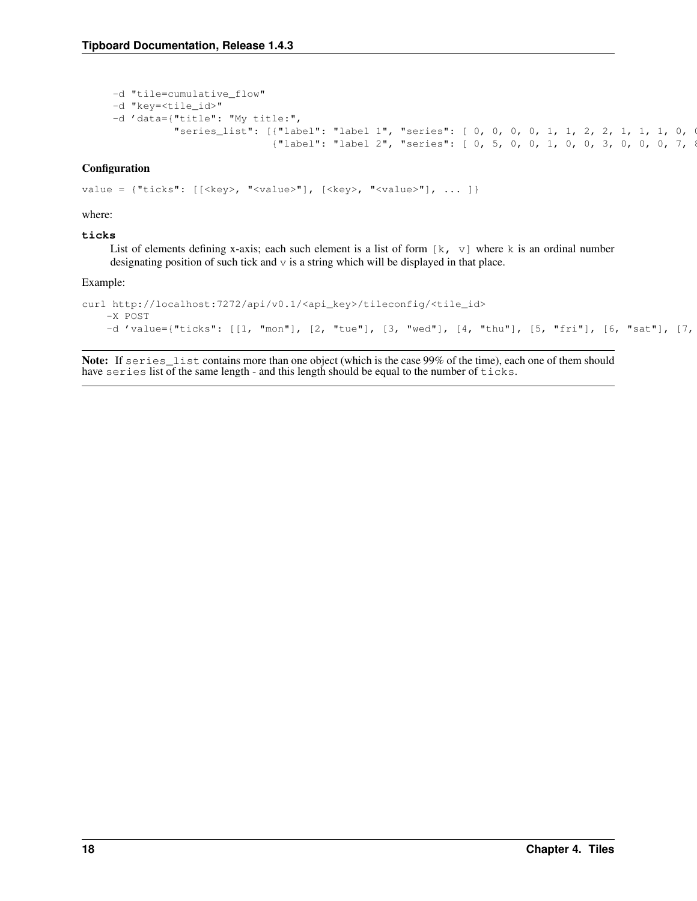```
-d "tile=cumulative_flow"
-d "key=<tile_id>"
-d 'data={"title": "My title:",
         "series_list": [{"label": "label 1", "series": [ 0, 0, 0, 0, 1, 1, 2, 2, 1, 1, 1, 0, 0
                         {"label": "label 2", "series": [ 0, 5, 0, 0, 1, 0, 0, 3, 0, 0, 0, 7, 8
```

### Configuration

```
value = {"ticks": [[<key>, "<value>"], [<key>, "<value>"], ... ]}
```

where:

**ticks**
: List of elements defining x-axis; each such element is a list of form `[k, v]` where `k` is an ordinal number designating position of such tick and `v` is a string which will be displayed in that place.

Example:

```
curl http://localhost:7272/api/v0.1/<api_key>/tileconfig/<tile_id>
    -X POST
    -d 'value={"ticks": [[1, "mon"], [2, "tue"], [3, "wed"], [4, "thu"], [5, "fri"], [6, "sat"], [7,
```

**Note:** If `series_list` contains more than one object (which is the case 99% of the time), each one of them should have `series` list of the same length - and this length should be equal to the number of `ticks`.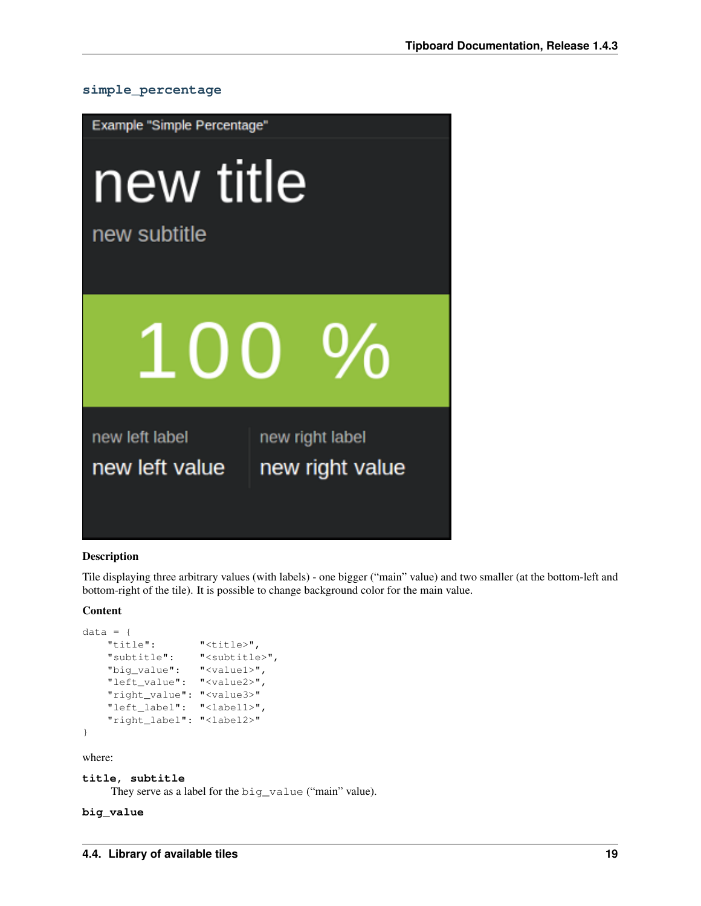#### simple_percentage

**Description**

Tile displaying three arbitrary values (with labels) - one bigger ("main" value) and two smaller (at the bottom-left and bottom-right of the tile). It is possible to change background color for the main value.

**Content**

```
data = {
    "title":        "<title>",
    "subtitle":     "<subtitle>",
    "big_value":    "<value1>",
    "left_value":   "<value2>",
    "right_value":  "<value3>"
    "left_label":   "<label1>",
    "right_label":  "<label2>"
}
```

where:

**title, subtitle**
They serve as a label for the `big_value` ("main" value).

**big_value**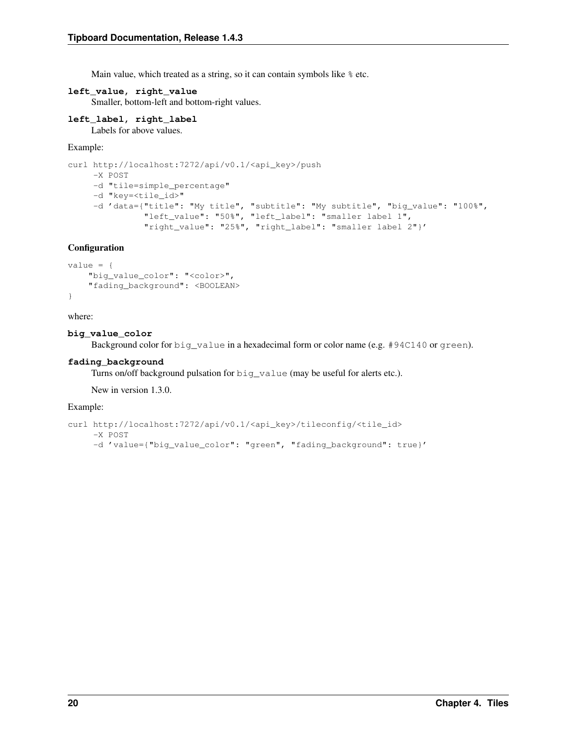Main value, which treated as a string, so it can contain symbols like % etc.

**left_value, right_value**
: Smaller, bottom-left and bottom-right values.

**left_label, right_label**
: Labels for above values.

Example:

```
curl http://localhost:7272/api/v0.1/<api_key>/push
     -X POST
     -d "tile=simple_percentage"
     -d "key=<tile_id>"
     -d 'data={"title": "My title", "subtitle": "My subtitle", "big_value": "100%",
               "left_value": "50%", "left_label": "smaller label 1",
               "right_value": "25%", "right_label": "smaller label 2"}'
```

#### Configuration

```
value = {
    "big_value_color": "<color>",
    "fading_background": <BOOLEAN>
}
```

where:

**big_value_color**
: Background color for `big_value` in a hexadecimal form or color name (e.g. `#94C140` or `green`).

**fading_background**
: Turns on/off background pulsation for `big_value` (may be useful for alerts etc.).

  New in version 1.3.0.

Example:

```
curl http://localhost:7272/api/v0.1/<api_key>/tileconfig/<tile_id>
     -X POST
     -d 'value={"big_value_color": "green", "fading_background": true}'
```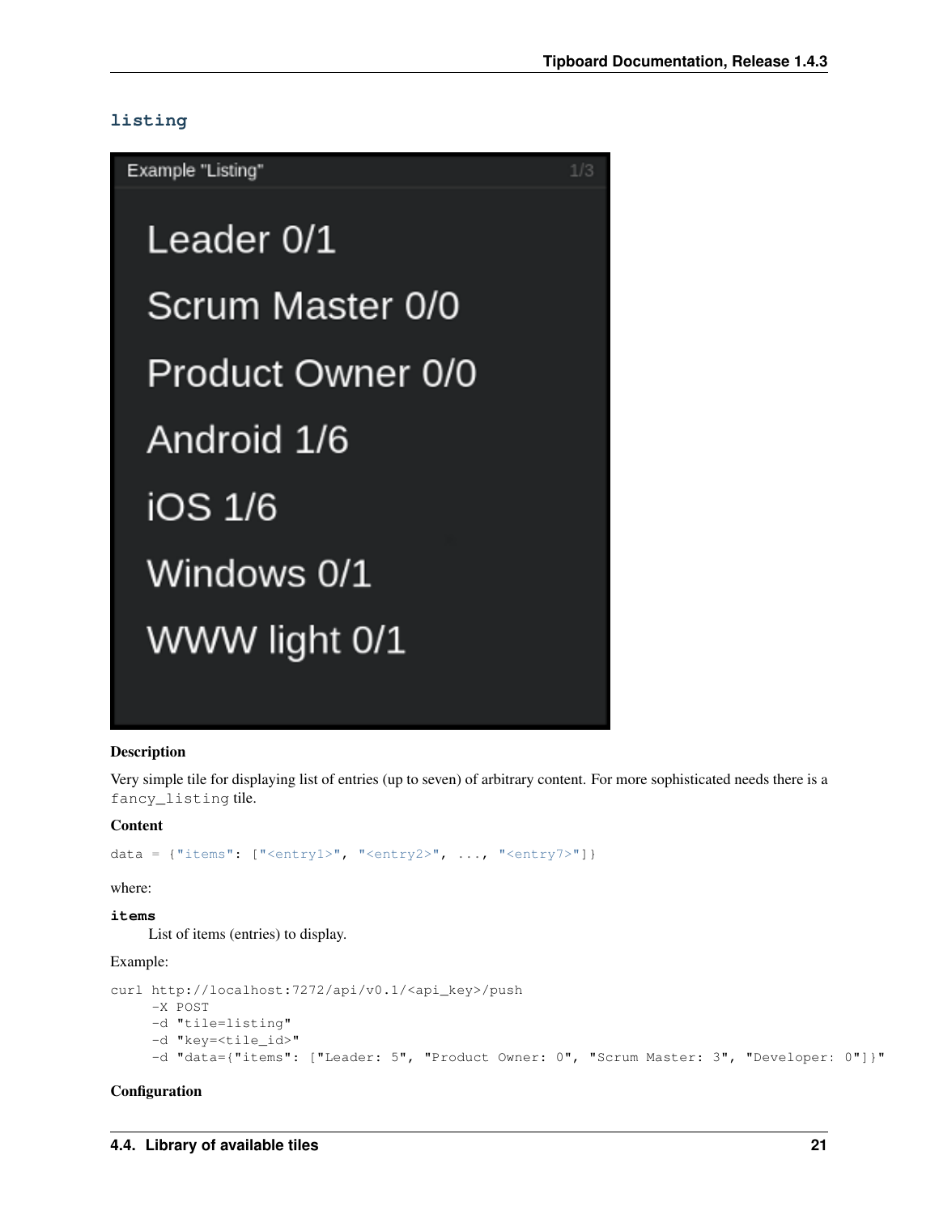### listing

**Description**

Very simple tile for displaying list of entries (up to seven) of arbitrary content. For more sophisticated needs there is a `fancy_listing` tile.

**Content**

```
data = {"items": ["<entry1>", "<entry2>", ..., "<entry7>"]}
```

where:

**items**
List of items (entries) to display.

Example:

```
curl http://localhost:7272/api/v0.1/<api_key>/push
     -X POST
     -d "tile=listing"
     -d "key=<tile_id>"
     -d "data={"items": ["Leader: 5", "Product Owner: 0", "Scrum Master: 3", "Developer: 0"]}"
```

**Configuration**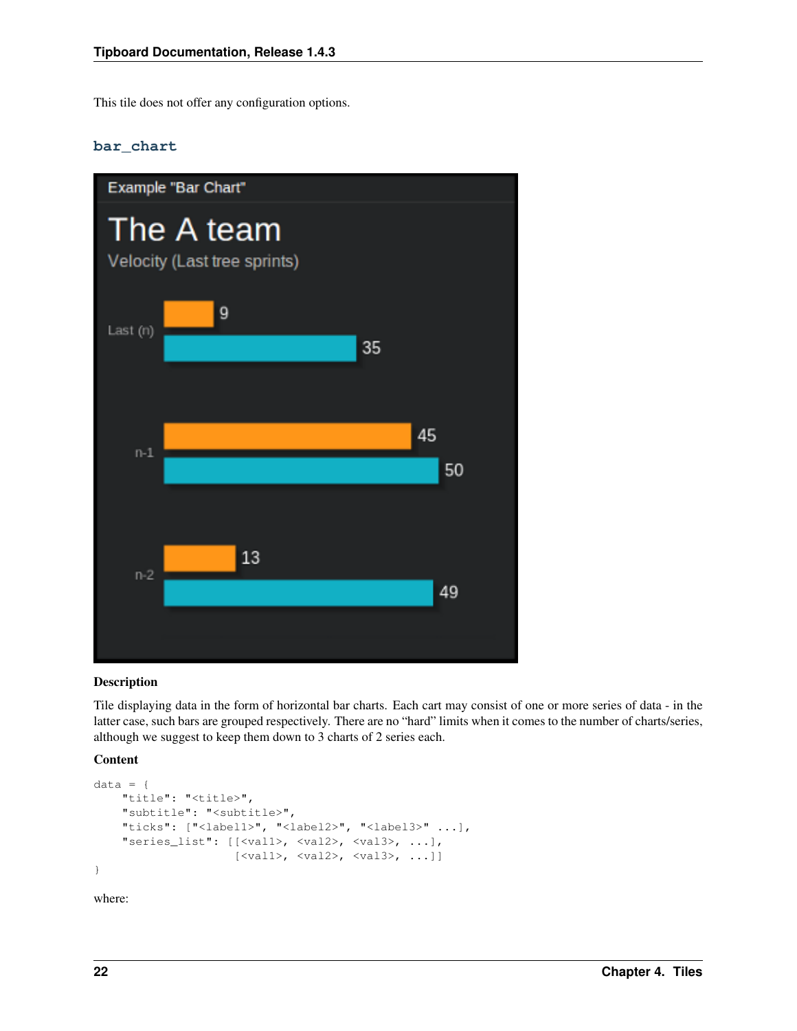This tile does not offer any configuration options.

### bar_chart

**Description**

Tile displaying data in the form of horizontal bar charts. Each cart may consist of one or more series of data - in the latter case, such bars are grouped respectively. There are no "hard" limits when it comes to the number of charts/series, although we suggest to keep them down to 3 charts of 2 series each.

**Content**

```
data = {
    "title": "<title>",
    "subtitle": "<subtitle>",
    "ticks": ["<label1>", "<label2>", "<label3>" ...],
    "series_list": [[<val1>, <val2>, <val3>, ...],
                    [<val1>, <val2>, <val3>, ...]]
}
```

where: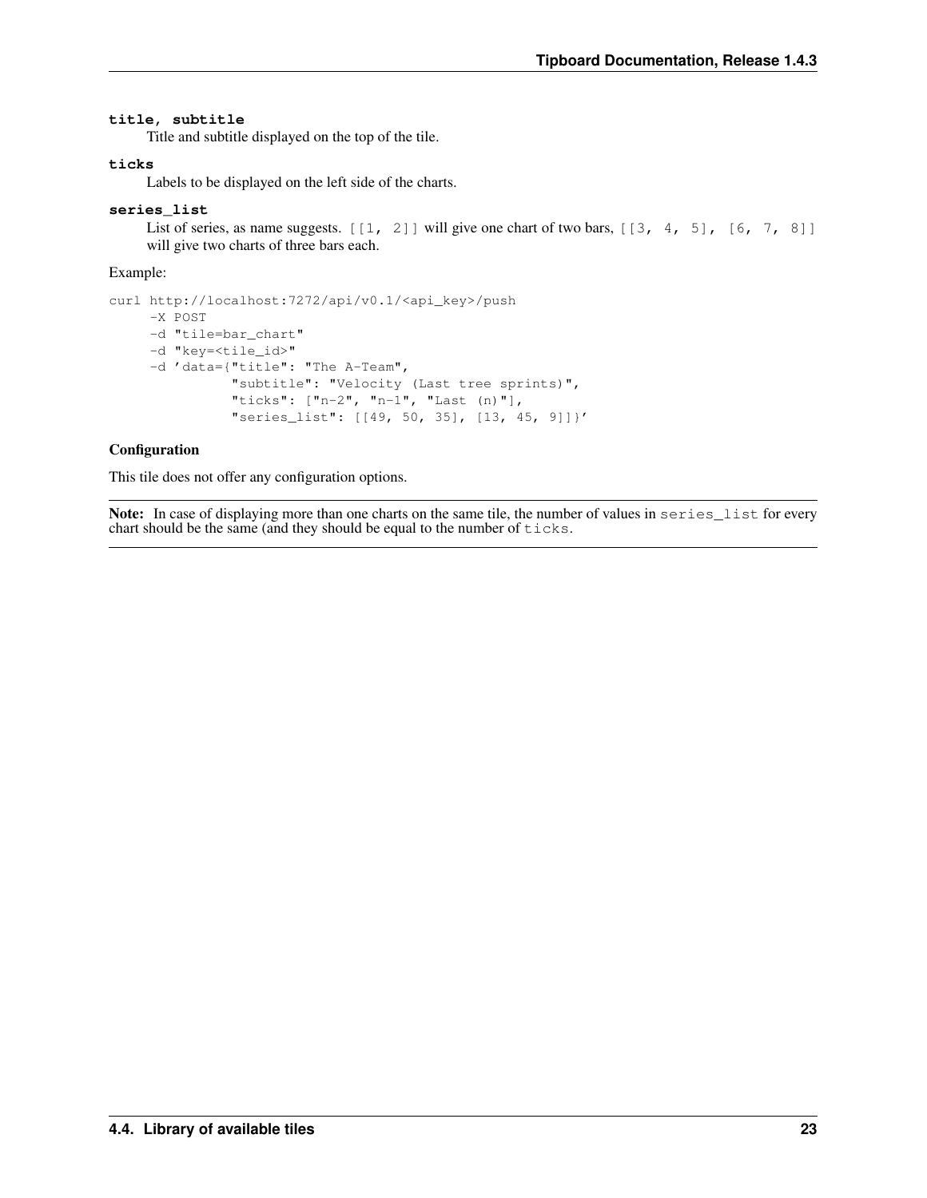**title, subtitle**
Title and subtitle displayed on the top of the tile.

**ticks**
Labels to be displayed on the left side of the charts.

**series_list**
List of series, as name suggests. `[[1, 2]]` will give one chart of two bars, `[[3, 4, 5], [6, 7, 8]]` will give two charts of three bars each.

Example:

```
curl http://localhost:7272/api/v0.1/<api_key>/push
     -X POST
     -d "tile=bar_chart"
     -d "key=<tile_id>"
     -d 'data={"title": "The A-Team",
               "subtitle": "Velocity (Last tree sprints)",
               "ticks": ["n-2", "n-1", "Last (n)"],
               "series_list": [[49, 50, 35], [13, 45, 9]]}'
```

**Configuration**

This tile does not offer any configuration options.

---

**Note:** In case of displaying more than one charts on the same tile, the number of values in `series_list` for every chart should be the same (and they should be equal to the number of `ticks`.

---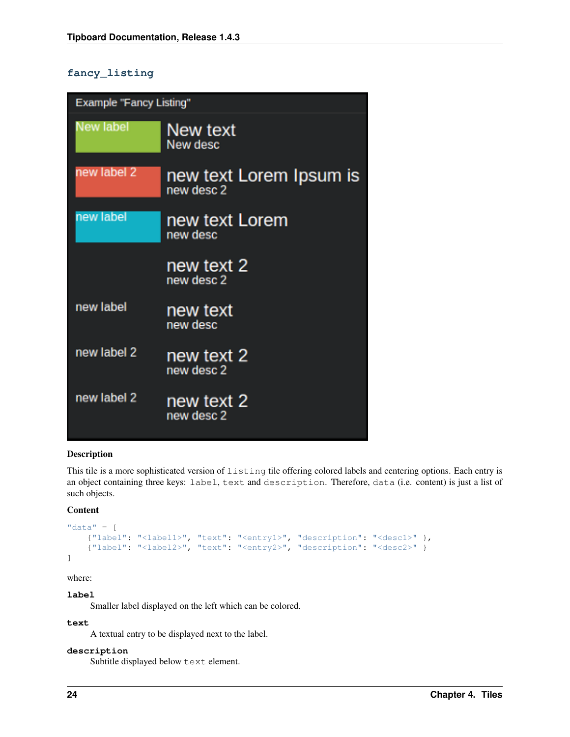### fancy_listing

#### Description

This tile is a more sophisticated version of `listing` tile offering colored labels and centering options. Each entry is an object containing three keys: `label`, `text` and `description`. Therefore, `data` (i.e. content) is just a list of such objects.

#### Content

```
"data" = [
    {"label": "<label1>", "text": "<entry1>", "description": "<desc1>" },
    {"label": "<label2>", "text": "<entry2>", "description": "<desc2>" }
]
```

where:

**label**
: Smaller label displayed on the left which can be colored.

**text**
: A textual entry to be displayed next to the label.

**description**
: Subtitle displayed below `text` element.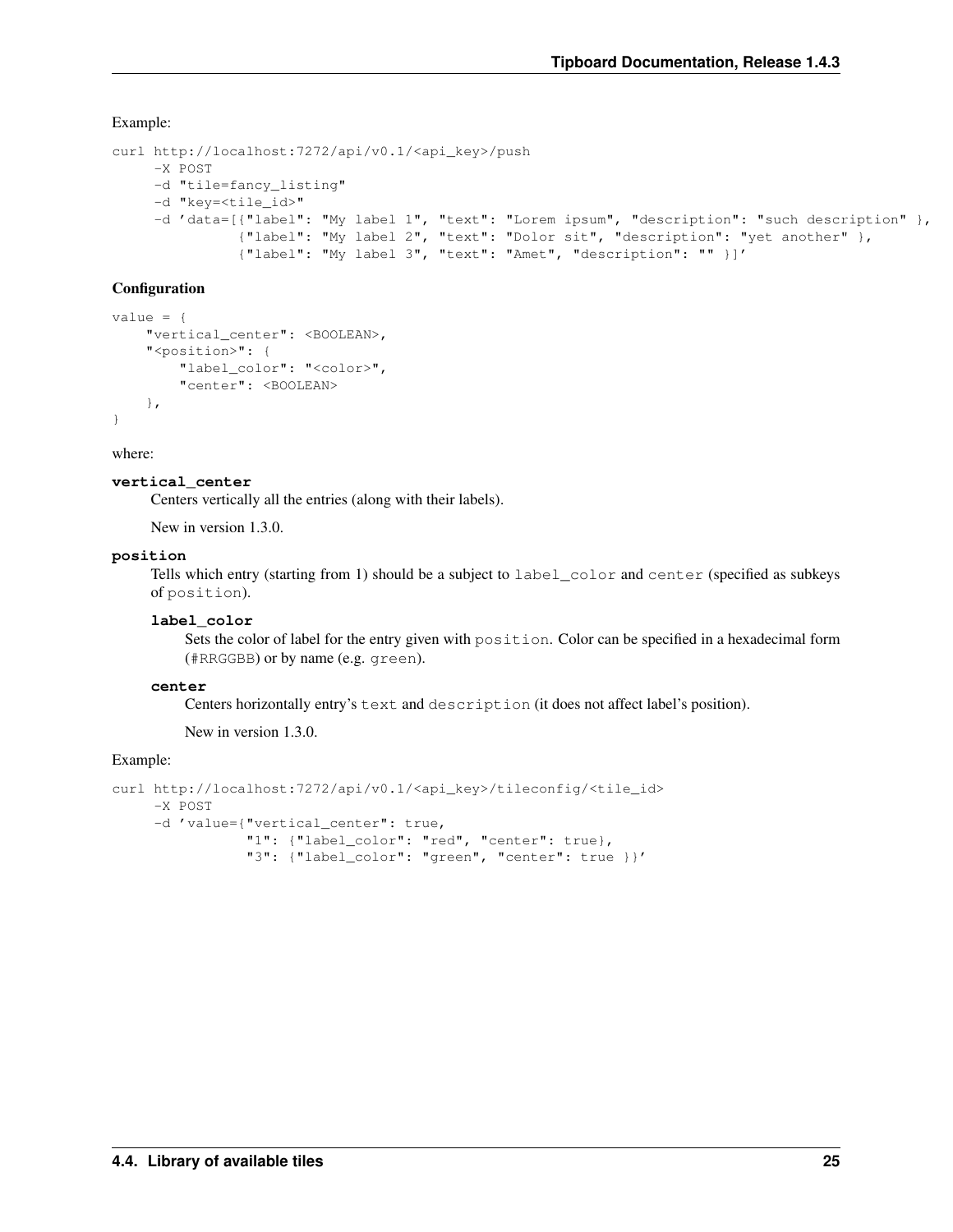Example:

```
curl http://localhost:7272/api/v0.1/<api_key>/push
     -X POST
     -d "tile=fancy_listing"
     -d "key=<tile_id>"
     -d 'data=[{"label": "My label 1", "text": "Lorem ipsum", "description": "such description" },
              {"label": "My label 2", "text": "Dolor sit", "description": "yet another" },
              {"label": "My label 3", "text": "Amet", "description": "" }]'
```

**Configuration**

```
value = {
    "vertical_center": <BOOLEAN>,
    "<position>": {
        "label_color": "<color>",
        "center": <BOOLEAN>
    },
}
```

where:

**vertical_center**
Centers vertically all the entries (along with their labels).

New in version 1.3.0.

**position**
Tells which entry (starting from 1) should be a subject to `label_color` and `center` (specified as subkeys of `position`).

**label_color**
Sets the color of label for the entry given with `position`. Color can be specified in a hexadecimal form (`#RRGGBB`) or by name (e.g. `green`).

**center**
Centers horizontally entry's `text` and `description` (it does not affect label's position).

New in version 1.3.0.

Example:

```
curl http://localhost:7272/api/v0.1/<api_key>/tileconfig/<tile_id>
     -X POST
     -d 'value={"vertical_center": true,
               "1": {"label_color": "red", "center": true},
               "3": {"label_color": "green", "center": true }}'
```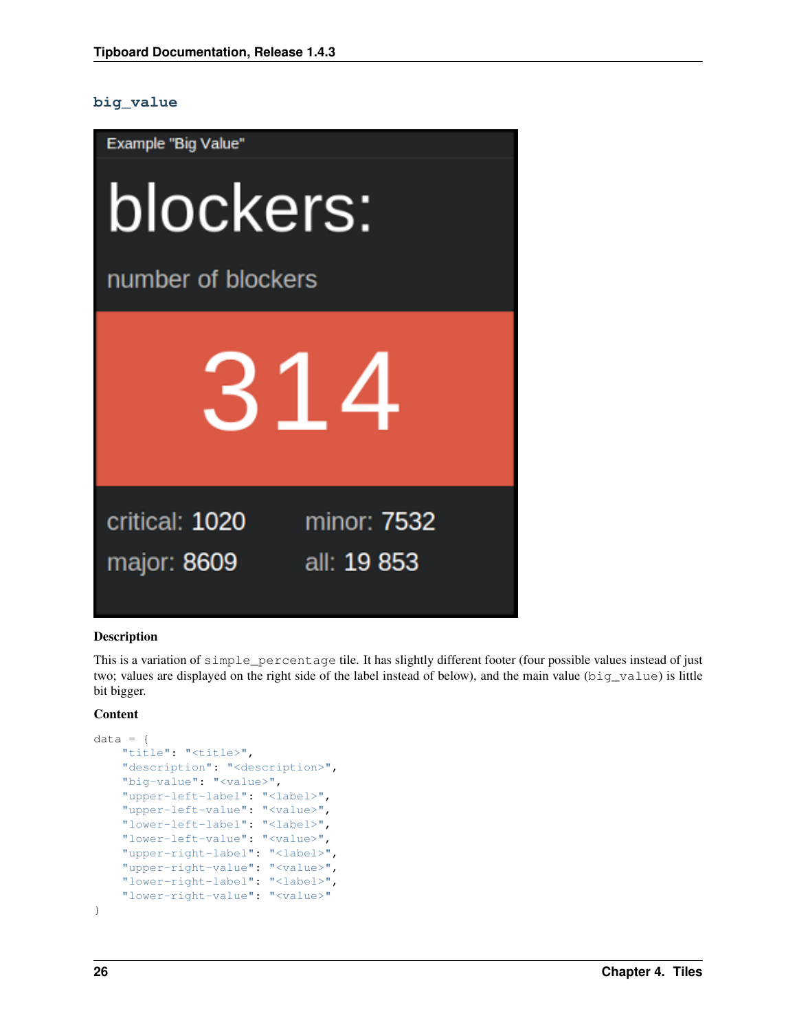### big_value

**Description**

This is a variation of simple_percentage tile. It has slightly different footer (four possible values instead of just two; values are displayed on the right side of the label instead of below), and the main value (big_value) is little bit bigger.

**Content**

```
data = {
    "title": "<title>",
    "description": "<description>",
    "big-value": "<value>",
    "upper-left-label": "<label>",
    "upper-left-value": "<value>",
    "lower-left-label": "<label>",
    "lower-left-value": "<value>",
    "upper-right-label": "<label>",
    "upper-right-value": "<value>",
    "lower-right-label": "<label>",
    "lower-right-value": "<value>"
}
```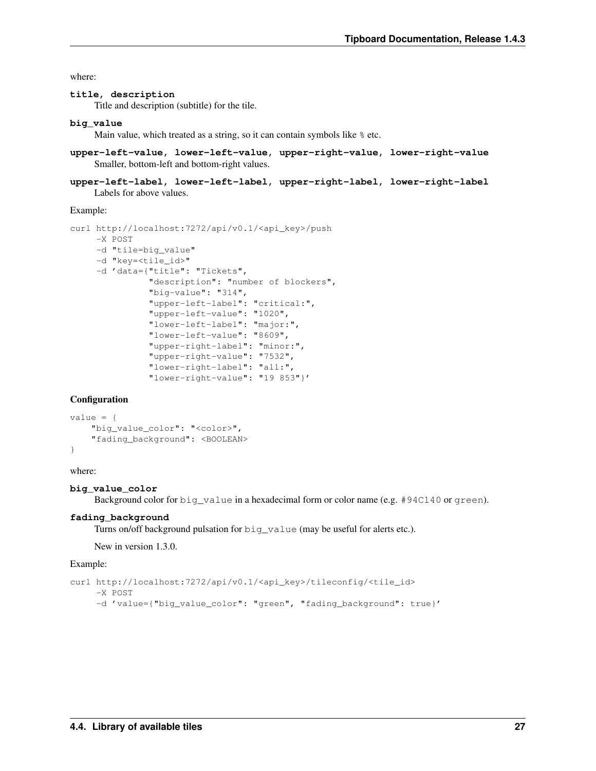where:

**title, description**
Title and description (subtitle) for the tile.

**big_value**
Main value, which treated as a string, so it can contain symbols like `%` etc.

**upper-left-value, lower-left-value, upper-right-value, lower-right-value**
Smaller, bottom-left and bottom-right values.

**upper-left-label, lower-left-label, upper-right-label, lower-right-label**
Labels for above values.

Example:

```
curl http://localhost:7272/api/v0.1/<api_key>/push
     -X POST
     -d "tile=big_value"
     -d "key=<tile_id>"
     -d 'data={"title": "Tickets",
               "description": "number of blockers",
               "big-value": "314",
               "upper-left-label": "critical:",
               "upper-left-value": "1020",
               "lower-left-label": "major:",
               "lower-left-value": "8609",
               "upper-right-label": "minor:",
               "upper-right-value": "7532",
               "lower-right-label": "all:",
               "lower-right-value": "19 853"}'
```

#### Configuration

```
value = {
    "big_value_color": "<color>",
    "fading_background": <BOOLEAN>
}
```

where:

**big_value_color**
Background color for `big_value` in a hexadecimal form or color name (e.g. `#94C140` or `green`).

**fading_background**
Turns on/off background pulsation for `big_value` (may be useful for alerts etc.).

New in version 1.3.0.

Example:

```
curl http://localhost:7272/api/v0.1/<api_key>/tileconfig/<tile_id>
     -X POST
     -d 'value={"big_value_color": "green", "fading_background": true}'
```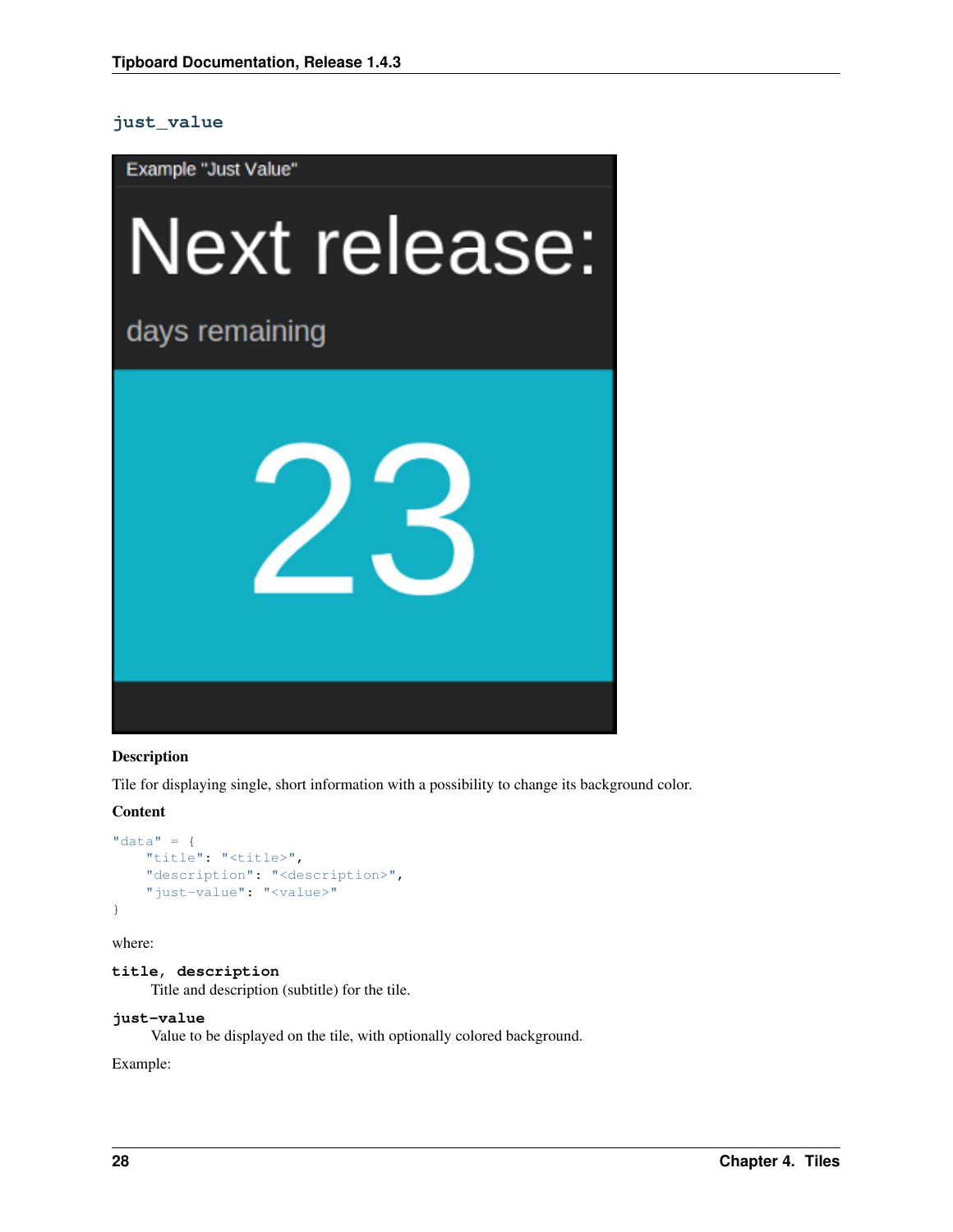### just_value

**Description**

Tile for displaying single, short information with a possibility to change its background color.

**Content**

```
"data" = {
    "title": "<title>",
    "description": "<description>",
    "just-value": "<value>"
}
```

where:

**title, description**
Title and description (subtitle) for the tile.

**just-value**
Value to be displayed on the tile, with optionally colored background.

Example: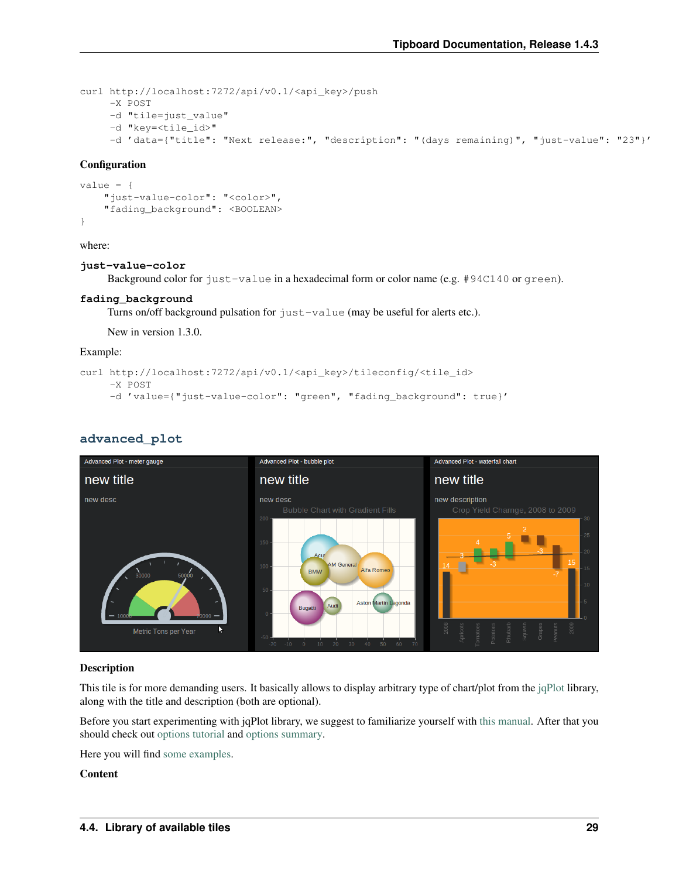```
curl http://localhost:7272/api/v0.1/<api_key>/push
     -X POST
     -d "tile=just_value"
     -d "key=<tile_id>"
     -d 'data={"title": "Next release:", "description": "(days remaining)", "just-value": "23"}'
```

**Configuration**

```
value = {
    "just-value-color": "<color>",
    "fading_background": <BOOLEAN>
}
```

where:

**just-value-color**
Background color for `just-value` in a hexadecimal form or color name (e.g. `#94C140` or `green`).

**fading_background**
Turns on/off background pulsation for `just-value` (may be useful for alerts etc.).

New in version 1.3.0.

Example:

```
curl http://localhost:7272/api/v0.1/<api_key>/tileconfig/<tile_id>
     -X POST
     -d 'value={"just-value-color": "green", "fading_background": true}'
```

## advanced_plot

**Description**

This tile is for more demanding users. It basically allows to display arbitrary type of chart/plot from the jqPlot library, along with the title and description (both are optional).

Before you start experimenting with jqPlot library, we suggest to familiarize yourself with this manual. After that you should check out options tutorial and options summary.

Here you will find some examples.

**Content**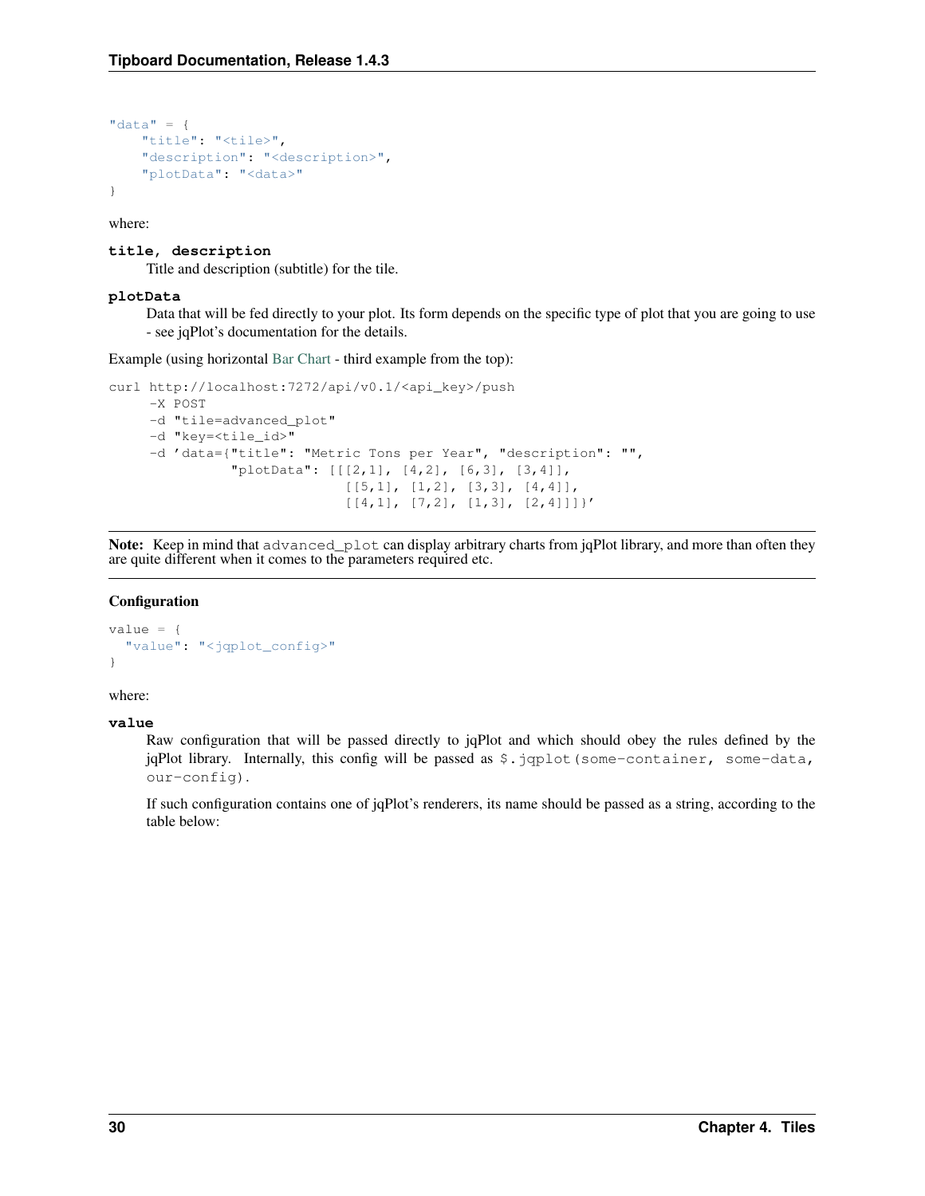```
"data" = {
    "title": "<tile>",
    "description": "<description>",
    "plotData": "<data>"
}
```

where:

**title, description**
Title and description (subtitle) for the tile.

**plotData**
Data that will be fed directly to your plot. Its form depends on the specific type of plot that you are going to use - see jqPlot's documentation for the details.

Example (using horizontal Bar Chart - third example from the top):

```
curl http://localhost:7272/api/v0.1/<api_key>/push
     -X POST
     -d "tile=advanced_plot"
     -d "key=<tile_id>"
     -d 'data={"title": "Metric Tons per Year", "description": "",
               "plotData": [[[2,1], [4,2], [6,3], [3,4]],
                            [[5,1], [1,2], [3,3], [4,4]],
                            [[4,1], [7,2], [1,3], [2,4]]]}'
```

**Note:** Keep in mind that `advanced_plot` can display arbitrary charts from jqPlot library, and more than often they are quite different when it comes to the parameters required etc.

### Configuration

```
value = {
  "value": "<jqplot_config>"
}
```

where:

**value**
Raw configuration that will be passed directly to jqPlot and which should obey the rules defined by the jqPlot library. Internally, this config will be passed as `$.jqplot(some-container, some-data, our-config)`.

If such configuration contains one of jqPlot's renderers, its name should be passed as a string, according to the table below: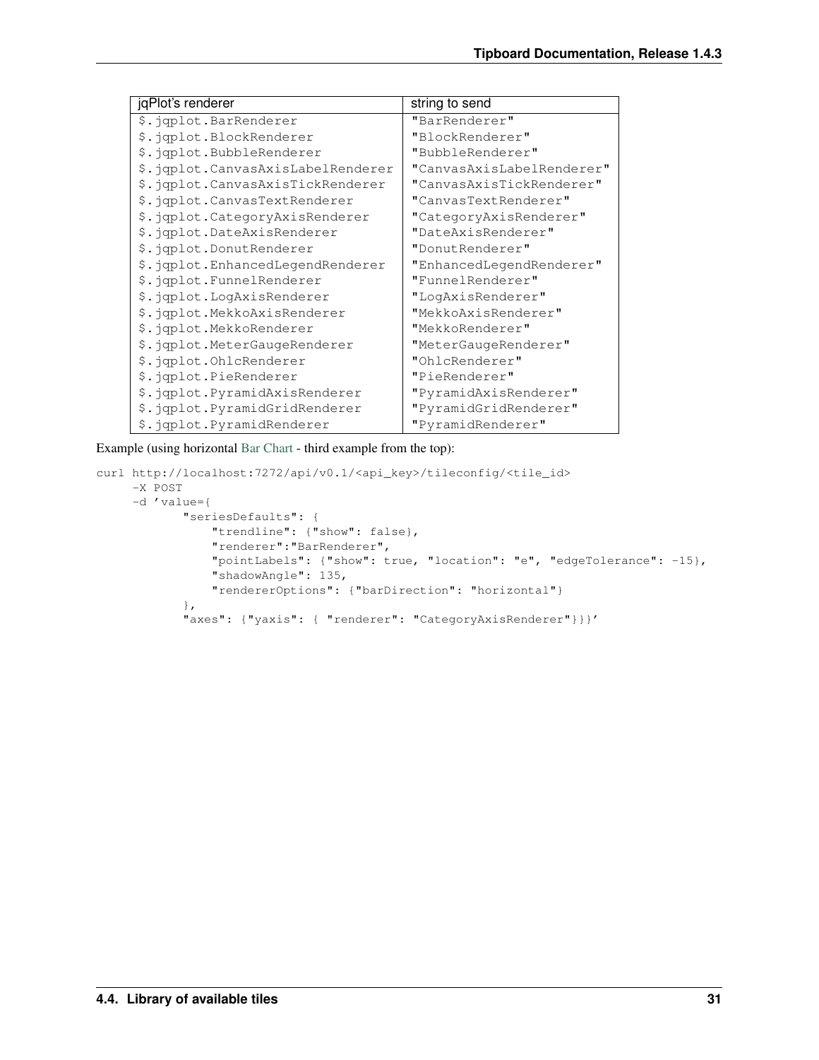| jqPlot's renderer | string to send |
| --- | --- |
| `$.jqplot.BarRenderer` | `"BarRenderer"` |
| `$.jqplot.BlockRenderer` | `"BlockRenderer"` |
| `$.jqplot.BubbleRenderer` | `"BubbleRenderer"` |
| `$.jqplot.CanvasAxisLabelRenderer` | `"CanvasAxisLabelRenderer"` |
| `$.jqplot.CanvasAxisTickRenderer` | `"CanvasAxisTickRenderer"` |
| `$.jqplot.CanvasTextRenderer` | `"CanvasTextRenderer"` |
| `$.jqplot.CategoryAxisRenderer` | `"CategoryAxisRenderer"` |
| `$.jqplot.DateAxisRenderer` | `"DateAxisRenderer"` |
| `$.jqplot.DonutRenderer` | `"DonutRenderer"` |
| `$.jqplot.EnhancedLegendRenderer` | `"EnhancedLegendRenderer"` |
| `$.jqplot.FunnelRenderer` | `"FunnelRenderer"` |
| `$.jqplot.LogAxisRenderer` | `"LogAxisRenderer"` |
| `$.jqplot.MekkoAxisRenderer` | `"MekkoAxisRenderer"` |
| `$.jqplot.MekkoRenderer` | `"MekkoRenderer"` |
| `$.jqplot.MeterGaugeRenderer` | `"MeterGaugeRenderer"` |
| `$.jqplot.OhlcRenderer` | `"OhlcRenderer"` |
| `$.jqplot.PieRenderer` | `"PieRenderer"` |
| `$.jqplot.PyramidAxisRenderer` | `"PyramidAxisRenderer"` |
| `$.jqplot.PyramidGridRenderer` | `"PyramidGridRenderer"` |
| `$.jqplot.PyramidRenderer` | `"PyramidRenderer"` |

Example (using horizontal Bar Chart - third example from the top):

```
curl http://localhost:7272/api/v0.1/<api_key>/tileconfig/<tile_id>
     -X POST
     -d 'value={
            "seriesDefaults": {
                "trendline": {"show": false},
                "renderer":"BarRenderer",
                "pointLabels": {"show": true, "location": "e", "edgeTolerance": -15},
                "shadowAngle": 135,
                "rendererOptions": {"barDirection": "horizontal"}
            },
            "axes": {"yaxis": { "renderer": "CategoryAxisRenderer"}}}'
```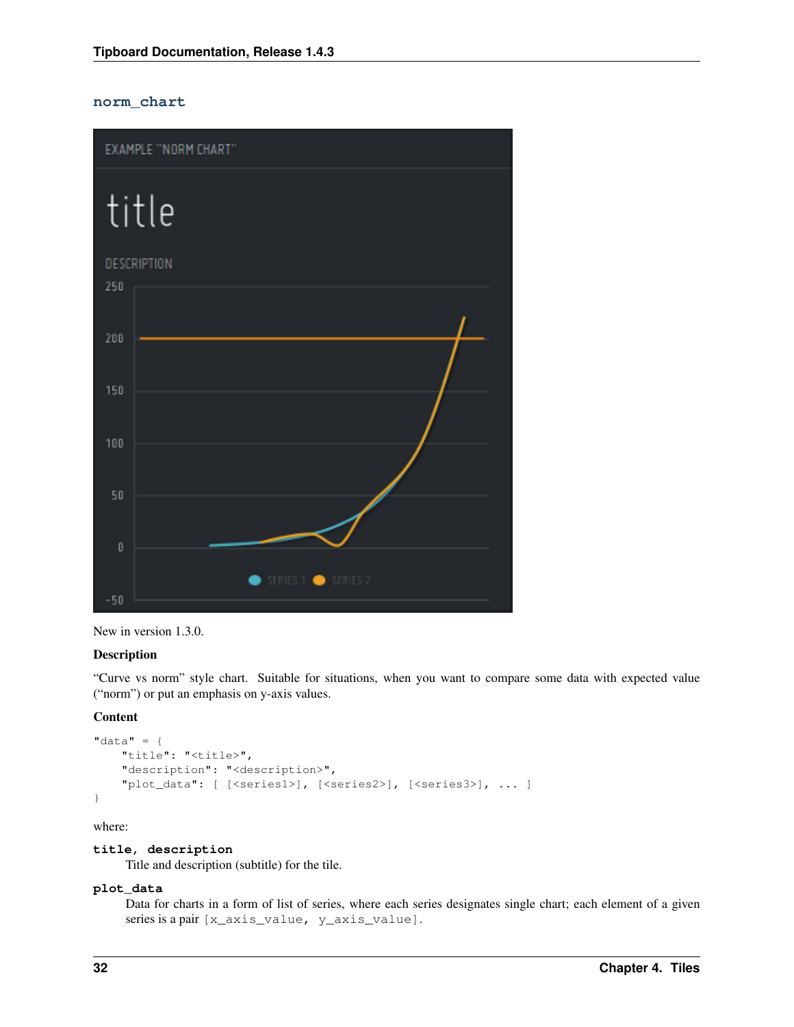### norm_chart

New in version 1.3.0.

**Description**

"Curve vs norm" style chart. Suitable for situations, when you want to compare some data with expected value ("norm") or put an emphasis on y-axis values.

**Content**

```
"data" = {
    "title": "<title>",
    "description": "<description>",
    "plot_data": [ [<series1>], [<series2>], [<series3>], ... ]
}
```

where:

**title, description**
: Title and description (subtitle) for the tile.

**plot_data**
: Data for charts in a form of list of series, where each series designates single chart; each element of a given series is a pair `[x_axis_value, y_axis_value]`.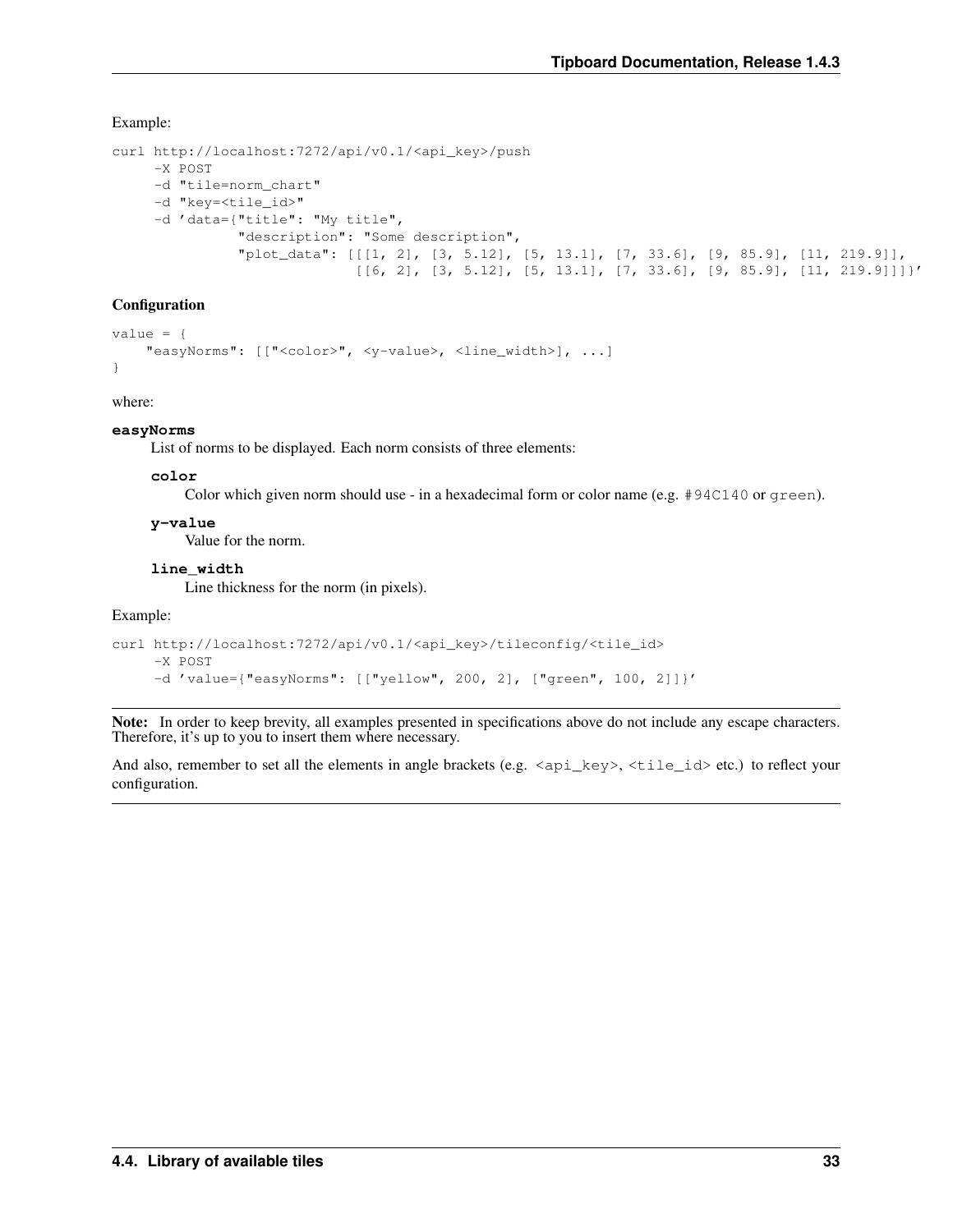Example:

```
curl http://localhost:7272/api/v0.1/<api_key>/push
     -X POST
     -d "tile=norm_chart"
     -d "key=<tile_id>"
     -d 'data={"title": "My title",
               "description": "Some description",
               "plot_data": [[[1, 2], [3, 5.12], [5, 13.1], [7, 33.6], [9, 85.9], [11, 219.9]],
                             [[6, 2], [3, 5.12], [5, 13.1], [7, 33.6], [9, 85.9], [11, 219.9]]]}'
```

**Configuration**

```
value = {
    "easyNorms": [["<color>", <y-value>, <line_width>], ...]
}
```

where:

**easyNorms**
List of norms to be displayed. Each norm consists of three elements:

**color**
Color which given norm should use - in a hexadecimal form or color name (e.g. `#94C140` or `green`).

**y-value**
Value for the norm.

**line_width**
Line thickness for the norm (in pixels).

Example:

```
curl http://localhost:7272/api/v0.1/<api_key>/tileconfig/<tile_id>
     -X POST
     -d 'value={"easyNorms": [["yellow", 200, 2], ["green", 100, 2]]}'
```

**Note:** In order to keep brevity, all examples presented in specifications above do not include any escape characters. Therefore, it's up to you to insert them where necessary.

And also, remember to set all the elements in angle brackets (e.g. `<api_key>`, `<tile_id>` etc.) to reflect your configuration.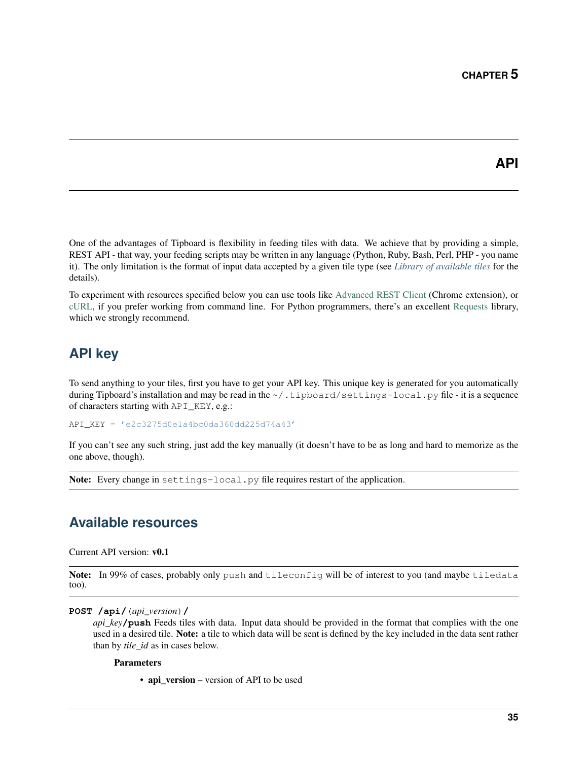# CHAPTER 5

# API

One of the advantages of Tipboard is flexibility in feeding tiles with data. We achieve that by providing a simple, REST API - that way, your feeding scripts may be written in any language (Python, Ruby, Bash, Perl, PHP - you name it). The only limitation is the format of input data accepted by a given tile type (see *Library of available tiles* for the details).

To experiment with resources specified below you can use tools like Advanced REST Client (Chrome extension), or cURL, if you prefer working from command line. For Python programmers, there's an excellent Requests library, which we strongly recommend.

## API key

To send anything to your tiles, first you have to get your API key. This unique key is generated for you automatically during Tipboard's installation and may be read in the `~/.tipboard/settings-local.py` file - it is a sequence of characters starting with `API_KEY`, e.g.:

```
API_KEY = 'e2c3275d0e1a4bc0da360dd225d74a43'
```

If you can't see any such string, just add the key manually (it doesn't have to be as long and hard to memorize as the one above, though).

**Note:** Every change in `settings-local.py` file requires restart of the application.

## Available resources

Current API version: **v0.1**

**Note:** In 99% of cases, probably only `push` and `tileconfig` will be of interest to you (and maybe `tiledata` too).

**POST /api/**(*api_version*)**/**
*api_key*/**push** Feeds tiles with data. Input data should be provided in the format that complies with the one used in a desired tile. **Note:** a tile to which data will be sent is defined by the key included in the data sent rather than by *tile_id* as in cases below.

**Parameters**

- **api_version** – version of API to be used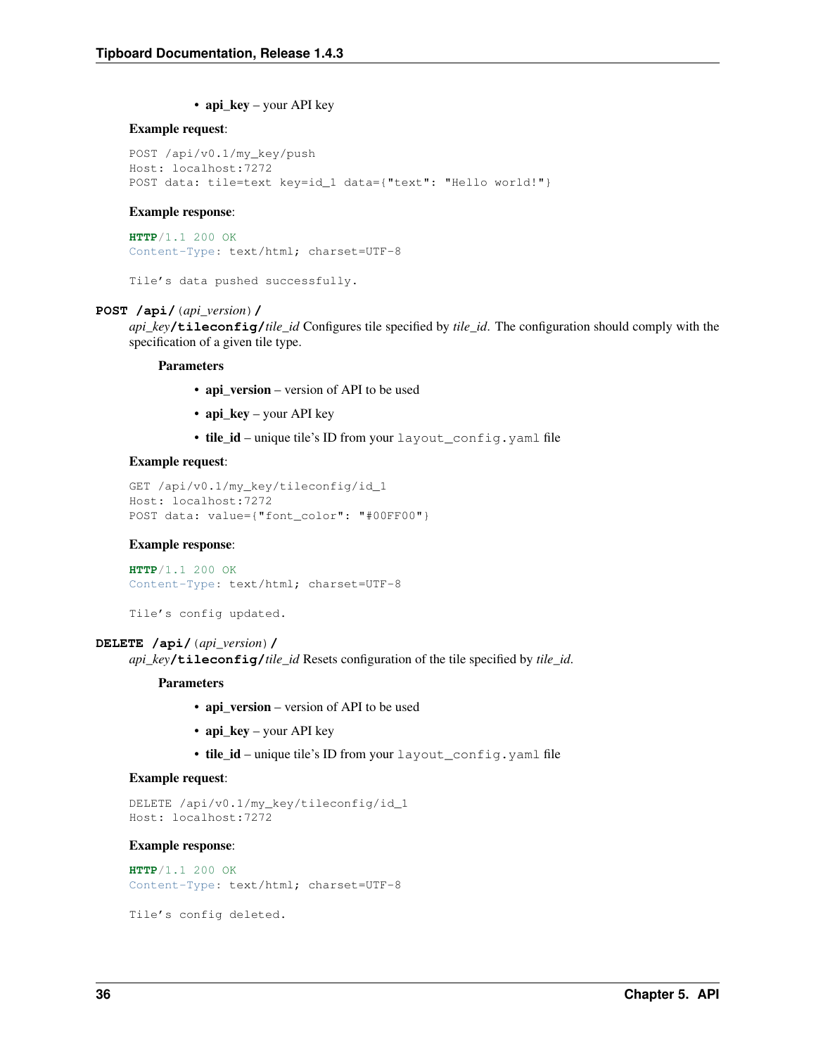- **api_key** – your API key

**Example request**:

```
POST /api/v0.1/my_key/push
Host: localhost:7272
POST data: tile=text key=id_1 data={"text": "Hello world!"}
```

**Example response**:

```
HTTP/1.1 200 OK
Content-Type: text/html; charset=UTF-8

Tile's data pushed successfully.
```

**POST /api/**(*api_version*)**/** *api_key***/tileconfig/***tile_id* Configures tile specified by *tile_id*. The configuration should comply with the specification of a given tile type.

**Parameters**

- **api_version** – version of API to be used
- **api_key** – your API key
- **tile_id** – unique tile's ID from your `layout_config.yaml` file

**Example request**:

```
GET /api/v0.1/my_key/tileconfig/id_1
Host: localhost:7272
POST data: value={"font_color": "#00FF00"}
```

**Example response**:

```
HTTP/1.1 200 OK
Content-Type: text/html; charset=UTF-8

Tile's config updated.
```

**DELETE /api/**(*api_version*)**/** *api_key***/tileconfig/***tile_id* Resets configuration of the tile specified by *tile_id*.

**Parameters**

- **api_version** – version of API to be used
- **api_key** – your API key
- **tile_id** – unique tile's ID from your `layout_config.yaml` file

**Example request**:

```
DELETE /api/v0.1/my_key/tileconfig/id_1
Host: localhost:7272
```

**Example response**:

```
HTTP/1.1 200 OK
Content-Type: text/html; charset=UTF-8

Tile's config deleted.
```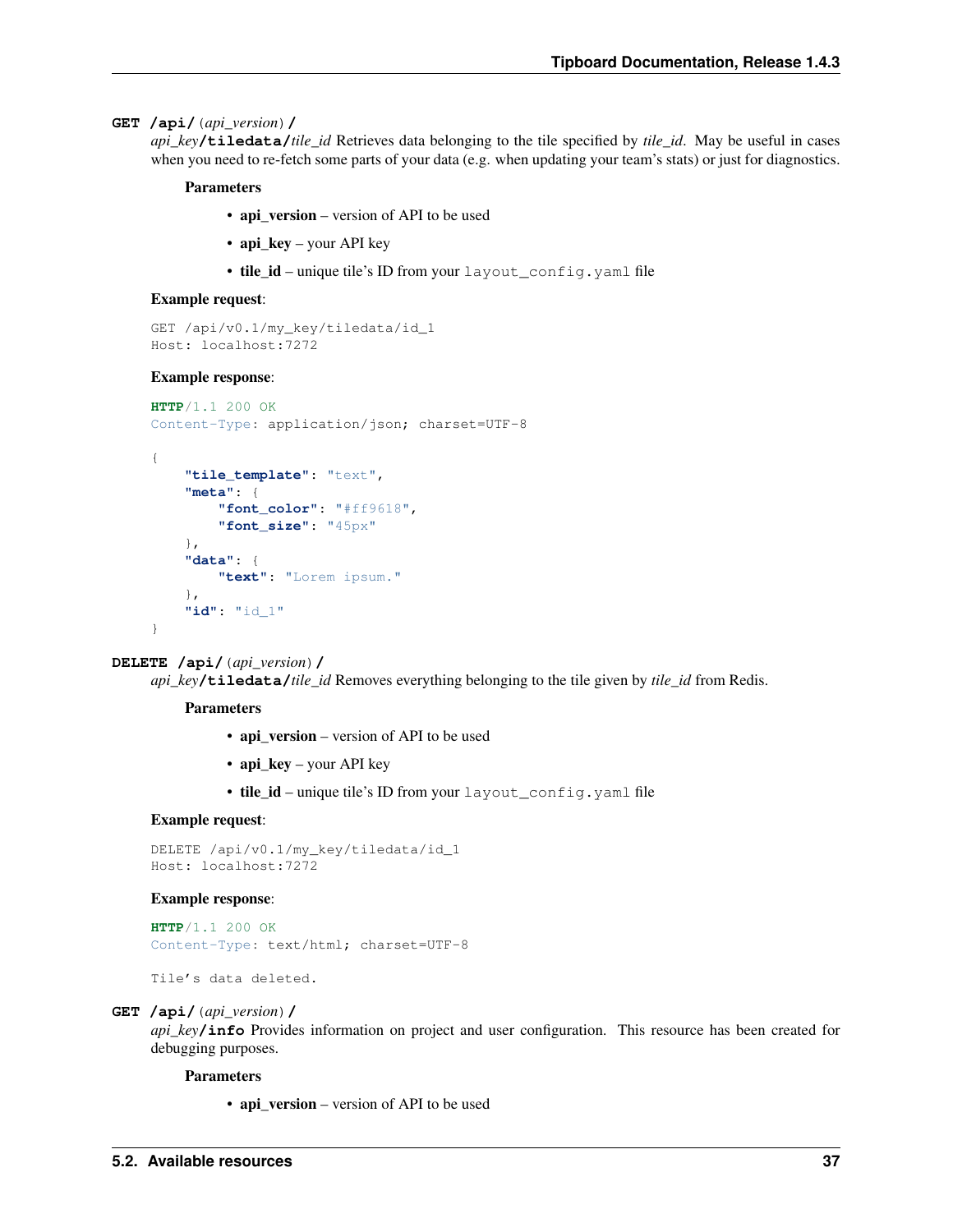**GET /api/**(*api_version*)**/***api_key***/tiledata/***tile_id*

Retrieves data belonging to the tile specified by *tile_id*. May be useful in cases when you need to re-fetch some parts of your data (e.g. when updating your team's stats) or just for diagnostics.

**Parameters**

- **api_version** – version of API to be used
- **api_key** – your API key
- **tile_id** – unique tile's ID from your `layout_config.yaml` file

**Example request**:

```
GET /api/v0.1/my_key/tiledata/id_1
Host: localhost:7272
```

**Example response**:

```
HTTP/1.1 200 OK
Content-Type: application/json; charset=UTF-8

{
    "tile_template": "text",
    "meta": {
        "font_color": "#ff9618",
        "font_size": "45px"
    },
    "data": {
        "text": "Lorem ipsum."
    },
    "id": "id_1"
}
```

**DELETE /api/**(*api_version*)**/***api_key***/tiledata/***tile_id*

Removes everything belonging to the tile given by *tile_id* from Redis.

**Parameters**

- **api_version** – version of API to be used
- **api_key** – your API key
- **tile_id** – unique tile's ID from your `layout_config.yaml` file

**Example request**:

```
DELETE /api/v0.1/my_key/tiledata/id_1
Host: localhost:7272
```

**Example response**:

```
HTTP/1.1 200 OK
Content-Type: text/html; charset=UTF-8

Tile's data deleted.
```

**GET /api/**(*api_version*)**/***api_key***/info**

Provides information on project and user configuration. This resource has been created for debugging purposes.

**Parameters**

- **api_version** – version of API to be used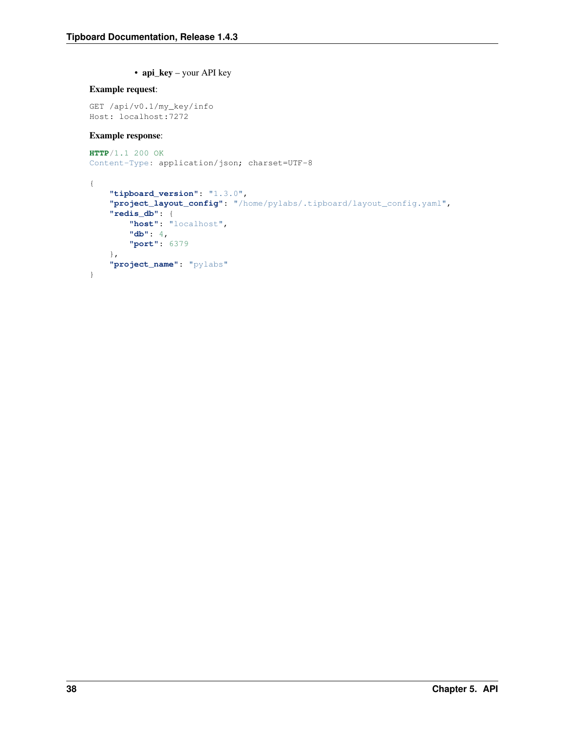- **api_key** – your API key

**Example request**:

```
GET /api/v0.1/my_key/info
Host: localhost:7272
```

**Example response**:

```
HTTP/1.1 200 OK
Content-Type: application/json; charset=UTF-8

{
    "tipboard_version": "1.3.0",
    "project_layout_config": "/home/pylabs/.tipboard/layout_config.yaml",
    "redis_db": {
        "host": "localhost",
        "db": 4,
        "port": 6379
    },
    "project_name": "pylabs"
}
```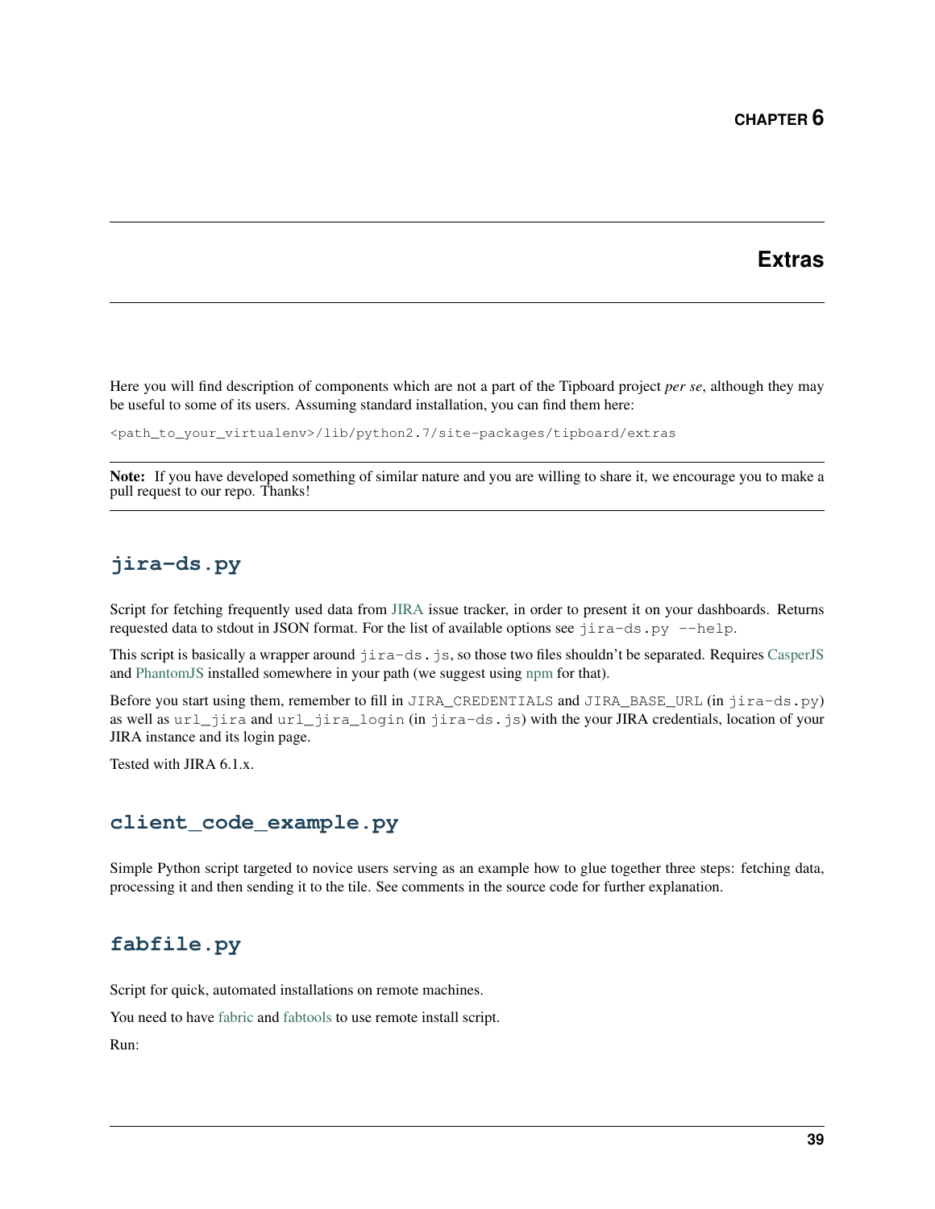# CHAPTER 6

# Extras

Here you will find description of components which are not a part of the Tipboard project *per se*, although they may be useful to some of its users. Assuming standard installation, you can find them here:

```
<path_to_your_virtualenv>/lib/python2.7/site-packages/tipboard/extras
```

**Note:** If you have developed something of similar nature and you are willing to share it, we encourage you to make a pull request to our repo. Thanks!

## jira-ds.py

Script for fetching frequently used data from JIRA issue tracker, in order to present it on your dashboards. Returns requested data to stdout in JSON format. For the list of available options see `jira-ds.py --help`.

This script is basically a wrapper around `jira-ds.js`, so those two files shouldn't be separated. Requires CasperJS and PhantomJS installed somewhere in your path (we suggest using npm for that).

Before you start using them, remember to fill in `JIRA_CREDENTIALS` and `JIRA_BASE_URL` (in `jira-ds.py`) as well as `url_jira` and `url_jira_login` (in `jira-ds.js`) with the your JIRA credentials, location of your JIRA instance and its login page.

Tested with JIRA 6.1.x.

## client_code_example.py

Simple Python script targeted to novice users serving as an example how to glue together three steps: fetching data, processing it and then sending it to the tile. See comments in the source code for further explanation.

## fabfile.py

Script for quick, automated installations on remote machines.

You need to have fabric and fabtools to use remote install script.

Run: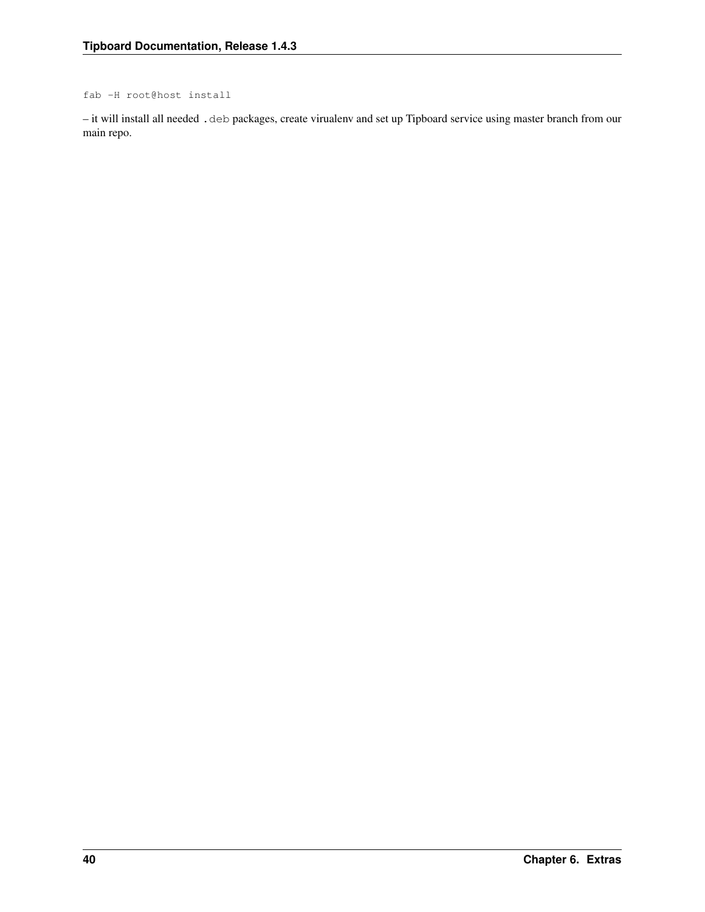```
fab -H root@host install
```

– it will install all needed `.deb` packages, create virualenv and set up Tipboard service using master branch from our main repo.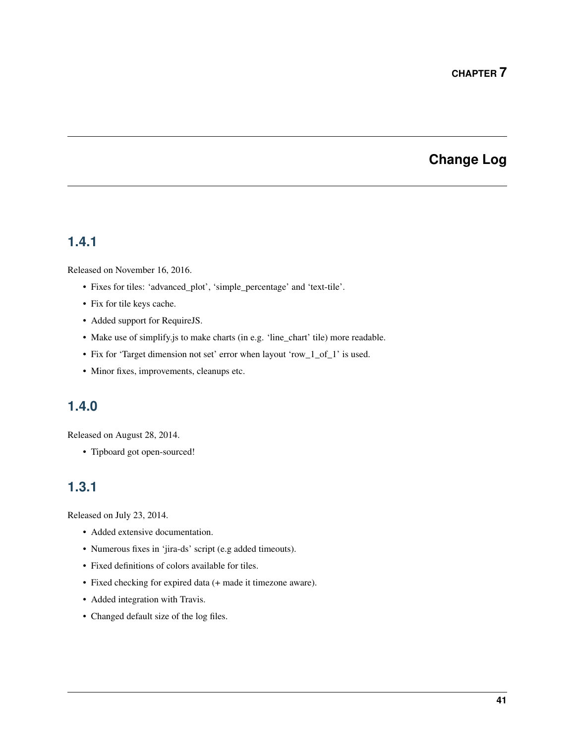# CHAPTER 7

# Change Log

## 1.4.1

Released on November 16, 2016.

- Fixes for tiles: 'advanced_plot', 'simple_percentage' and 'text-tile'.
- Fix for tile keys cache.
- Added support for RequireJS.
- Make use of simplify.js to make charts (in e.g. 'line_chart' tile) more readable.
- Fix for 'Target dimension not set' error when layout 'row_1_of_1' is used.
- Minor fixes, improvements, cleanups etc.

## 1.4.0

Released on August 28, 2014.

- Tipboard got open-sourced!

## 1.3.1

Released on July 23, 2014.

- Added extensive documentation.
- Numerous fixes in 'jira-ds' script (e.g added timeouts).
- Fixed definitions of colors available for tiles.
- Fixed checking for expired data (+ made it timezone aware).
- Added integration with Travis.
- Changed default size of the log files.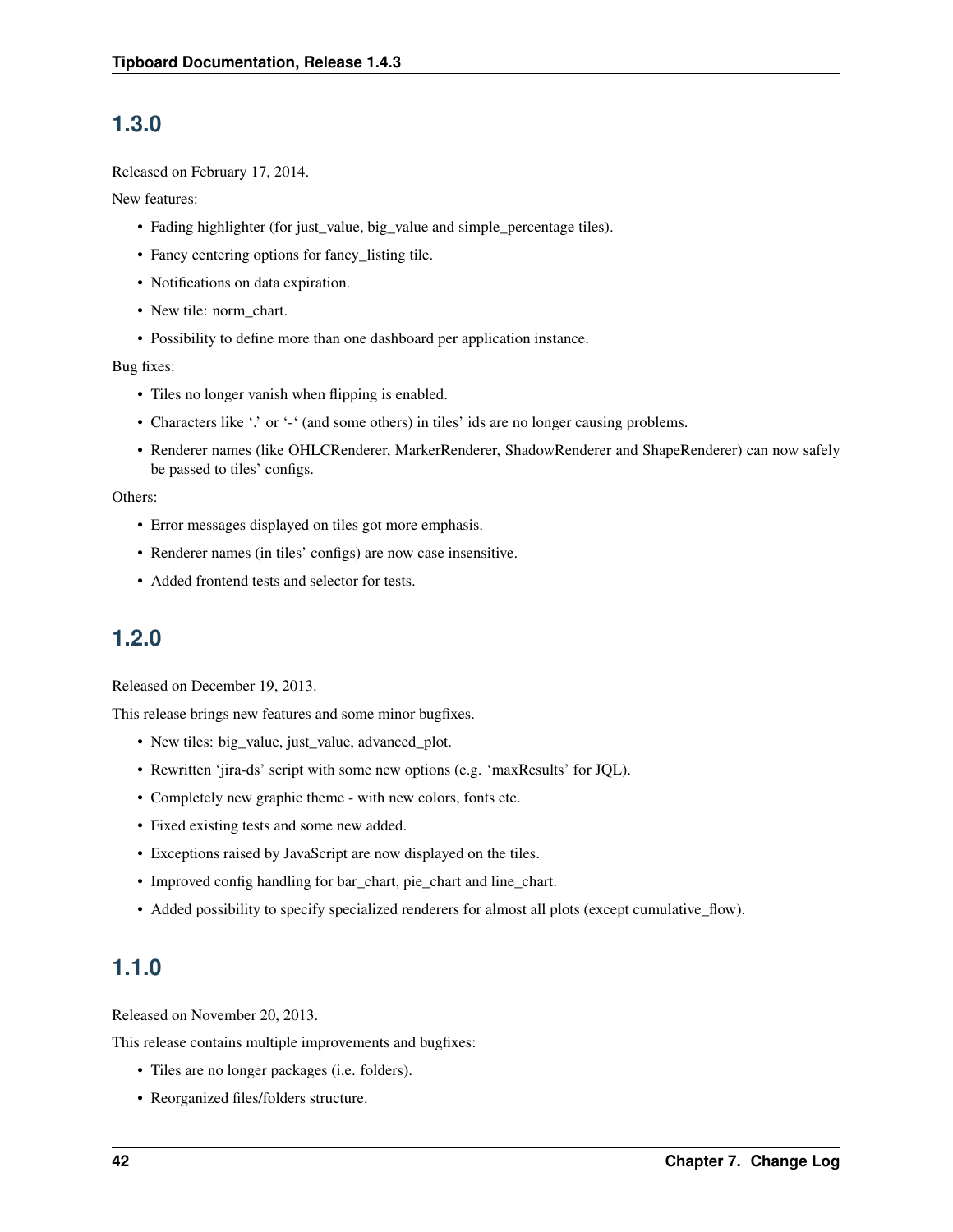## 1.3.0

Released on February 17, 2014.

New features:

- Fading highlighter (for just_value, big_value and simple_percentage tiles).
- Fancy centering options for fancy_listing tile.
- Notifications on data expiration.
- New tile: norm_chart.
- Possibility to define more than one dashboard per application instance.

Bug fixes:

- Tiles no longer vanish when flipping is enabled.
- Characters like '.' or '-' (and some others) in tiles' ids are no longer causing problems.
- Renderer names (like OHLCRenderer, MarkerRenderer, ShadowRenderer and ShapeRenderer) can now safely be passed to tiles' configs.

Others:

- Error messages displayed on tiles got more emphasis.
- Renderer names (in tiles' configs) are now case insensitive.
- Added frontend tests and selector for tests.

## 1.2.0

Released on December 19, 2013.

This release brings new features and some minor bugfixes.

- New tiles: big_value, just_value, advanced_plot.
- Rewritten 'jira-ds' script with some new options (e.g. 'maxResults' for JQL).
- Completely new graphic theme - with new colors, fonts etc.
- Fixed existing tests and some new added.
- Exceptions raised by JavaScript are now displayed on the tiles.
- Improved config handling for bar_chart, pie_chart and line_chart.
- Added possibility to specify specialized renderers for almost all plots (except cumulative_flow).

## 1.1.0

Released on November 20, 2013.

This release contains multiple improvements and bugfixes:

- Tiles are no longer packages (i.e. folders).
- Reorganized files/folders structure.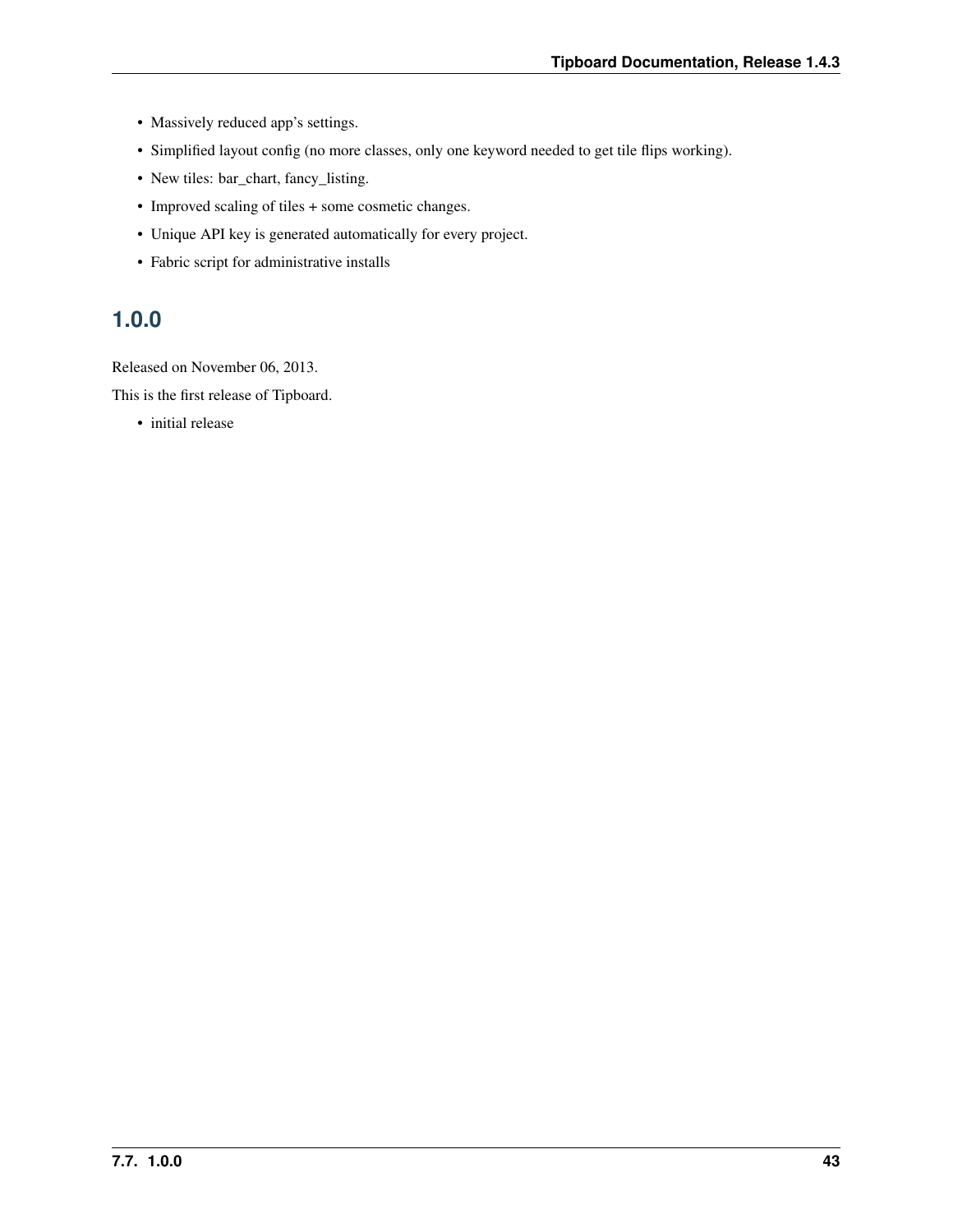- Massively reduced app's settings.
- Simplified layout config (no more classes, only one keyword needed to get tile flips working).
- New tiles: bar_chart, fancy_listing.
- Improved scaling of tiles + some cosmetic changes.
- Unique API key is generated automatically for every project.
- Fabric script for administrative installs

## 1.0.0

Released on November 06, 2013.

This is the first release of Tipboard.

- initial release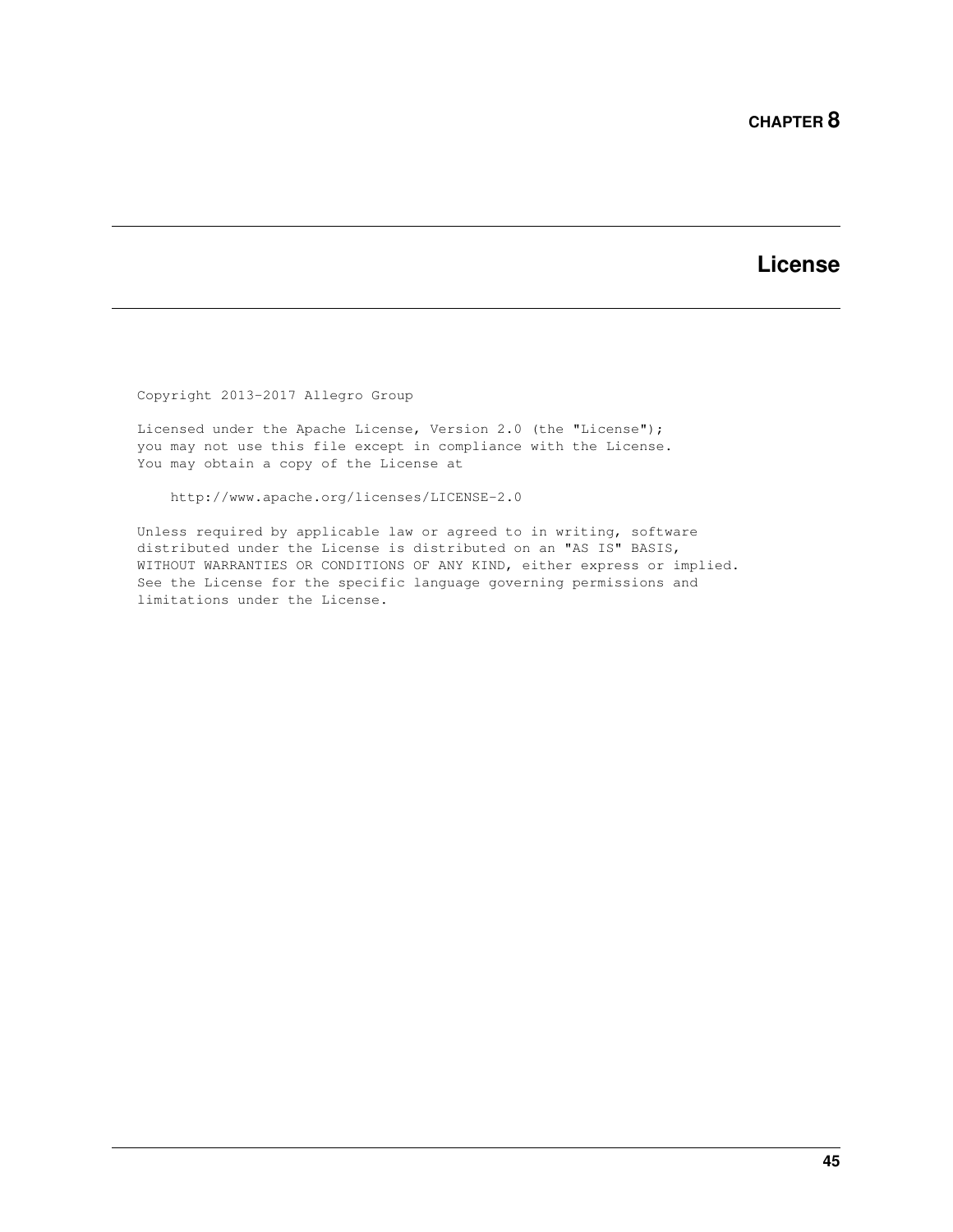# CHAPTER 8

# License

```
Copyright 2013-2017 Allegro Group

Licensed under the Apache License, Version 2.0 (the "License");
you may not use this file except in compliance with the License.
You may obtain a copy of the License at

    http://www.apache.org/licenses/LICENSE-2.0

Unless required by applicable law or agreed to in writing, software
distributed under the License is distributed on an "AS IS" BASIS,
WITHOUT WARRANTIES OR CONDITIONS OF ANY KIND, either express or implied.
See the License for the specific language governing permissions and
limitations under the License.
```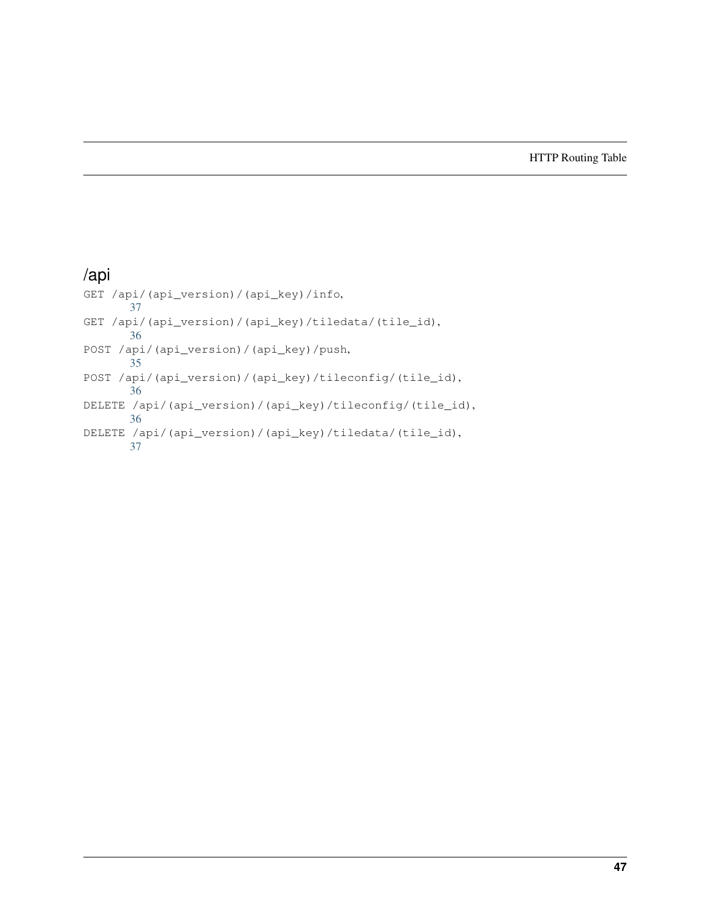## /api

GET /api/(api_version)/(api_key)/info,
37

GET /api/(api_version)/(api_key)/tiledata/(tile_id),
36

POST /api/(api_version)/(api_key)/push,
35

POST /api/(api_version)/(api_key)/tileconfig/(tile_id),
36

DELETE /api/(api_version)/(api_key)/tileconfig/(tile_id),
36

DELETE /api/(api_version)/(api_key)/tiledata/(tile_id),
37